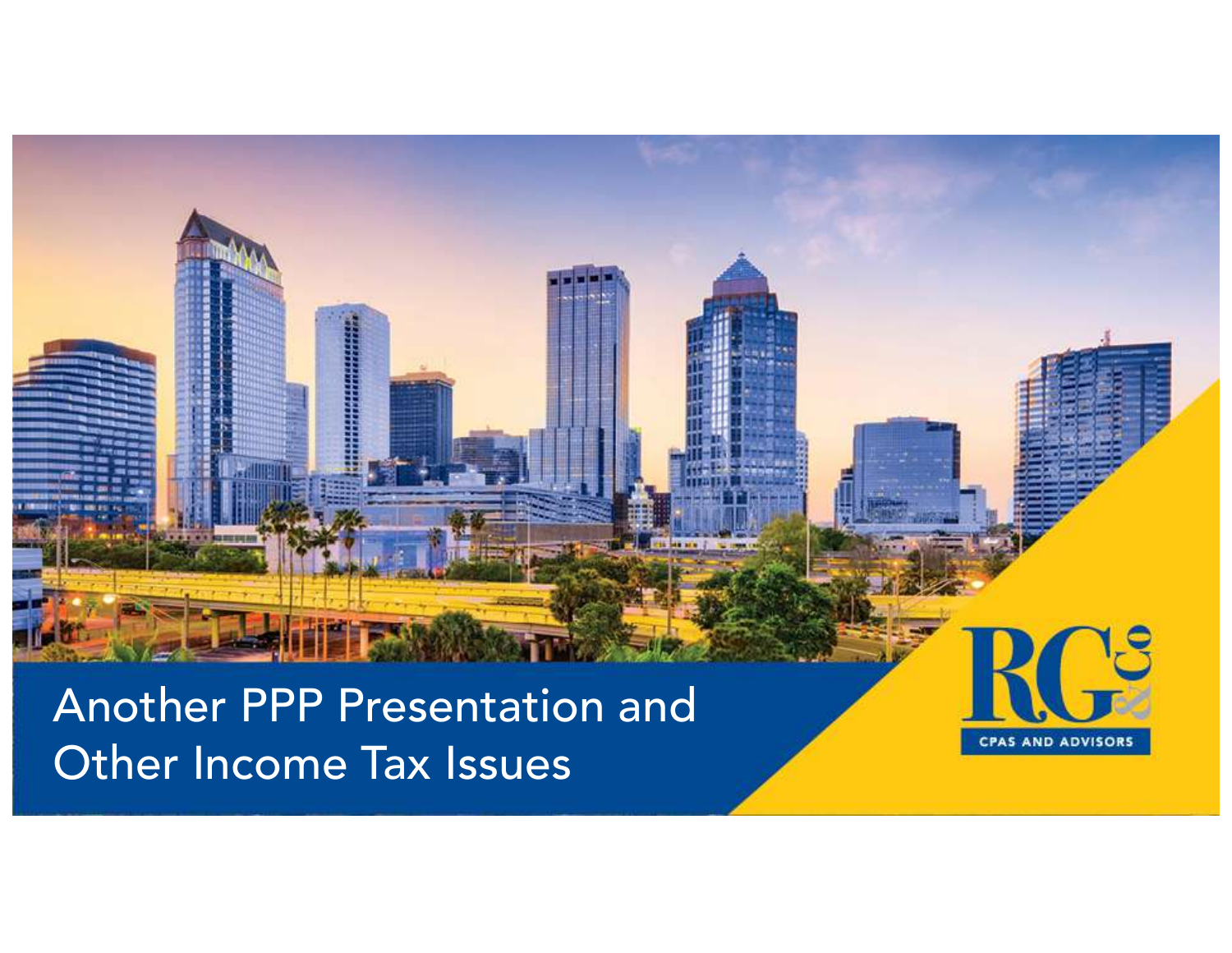# Another PPP Presentation and Other Income Tax Issues

RG&Co

CPAS AND ADVISORS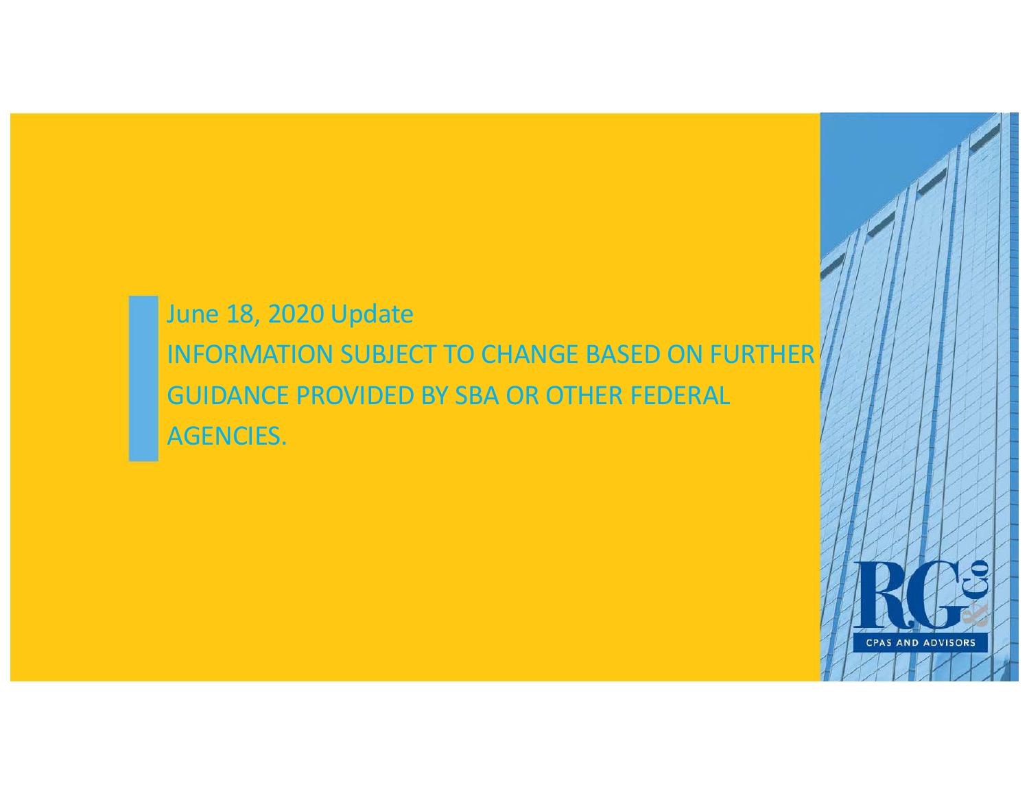June 18, 2020 Update

INFORMATION SUBJECT TO CHANGE BASED ON FURTHER GUIDANCE PROVIDED BY SBA OR OTHER FEDERAL AGENCIES.

RG&Co

CPAS AND ADVISORS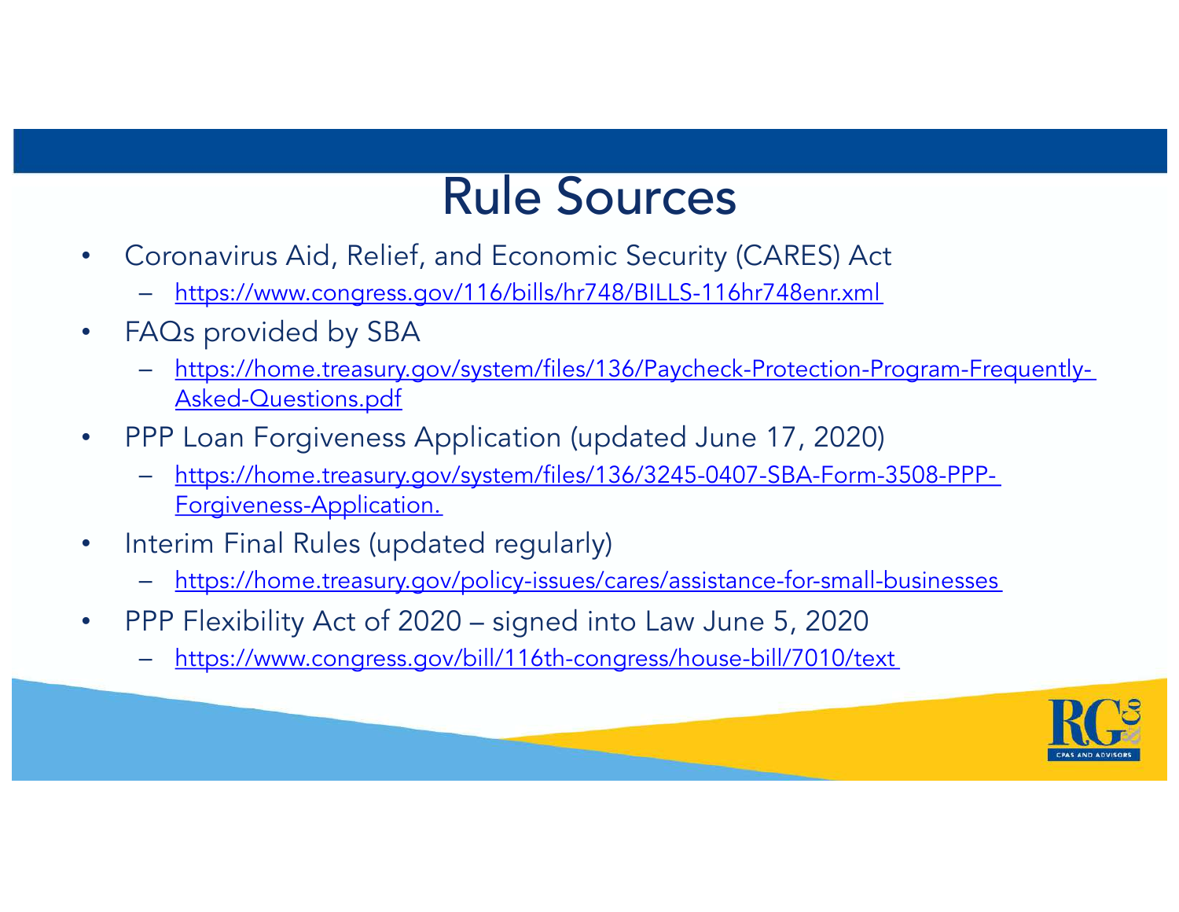# Rule Sources

- Coronavirus Aid, Relief, and Economic Security (CARES) Act
  - https://www.congress.gov/116/bills/hr748/BILLS-116hr748enr.xml
- FAQs provided by SBA
  - https://home.treasury.gov/system/files/136/Paycheck-Protection-Program-Frequently-Asked-Questions.pdf
- PPP Loan Forgiveness Application (updated June 17, 2020)
  - https://home.treasury.gov/system/files/136/3245-0407-SBA-Form-3508-PPP-Forgiveness-Application.
- Interim Final Rules (updated regularly)
  - https://home.treasury.gov/policy-issues/cares/assistance-for-small-businesses
- PPP Flexibility Act of 2020 – signed into Law June 5, 2020
  - https://www.congress.gov/bill/116th-congress/house-bill/7010/text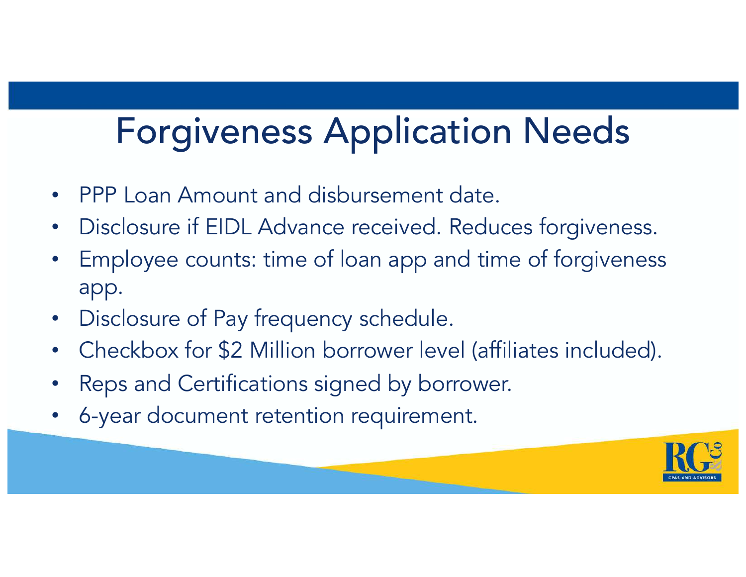# Forgiveness Application Needs

- PPP Loan Amount and disbursement date.
- Disclosure if EIDL Advance received. Reduces forgiveness.
- Employee counts: time of loan app and time of forgiveness app.
- Disclosure of Pay frequency schedule.
- Checkbox for $2 Million borrower level (affiliates included).
- Reps and Certifications signed by borrower.
- 6-year document retention requirement.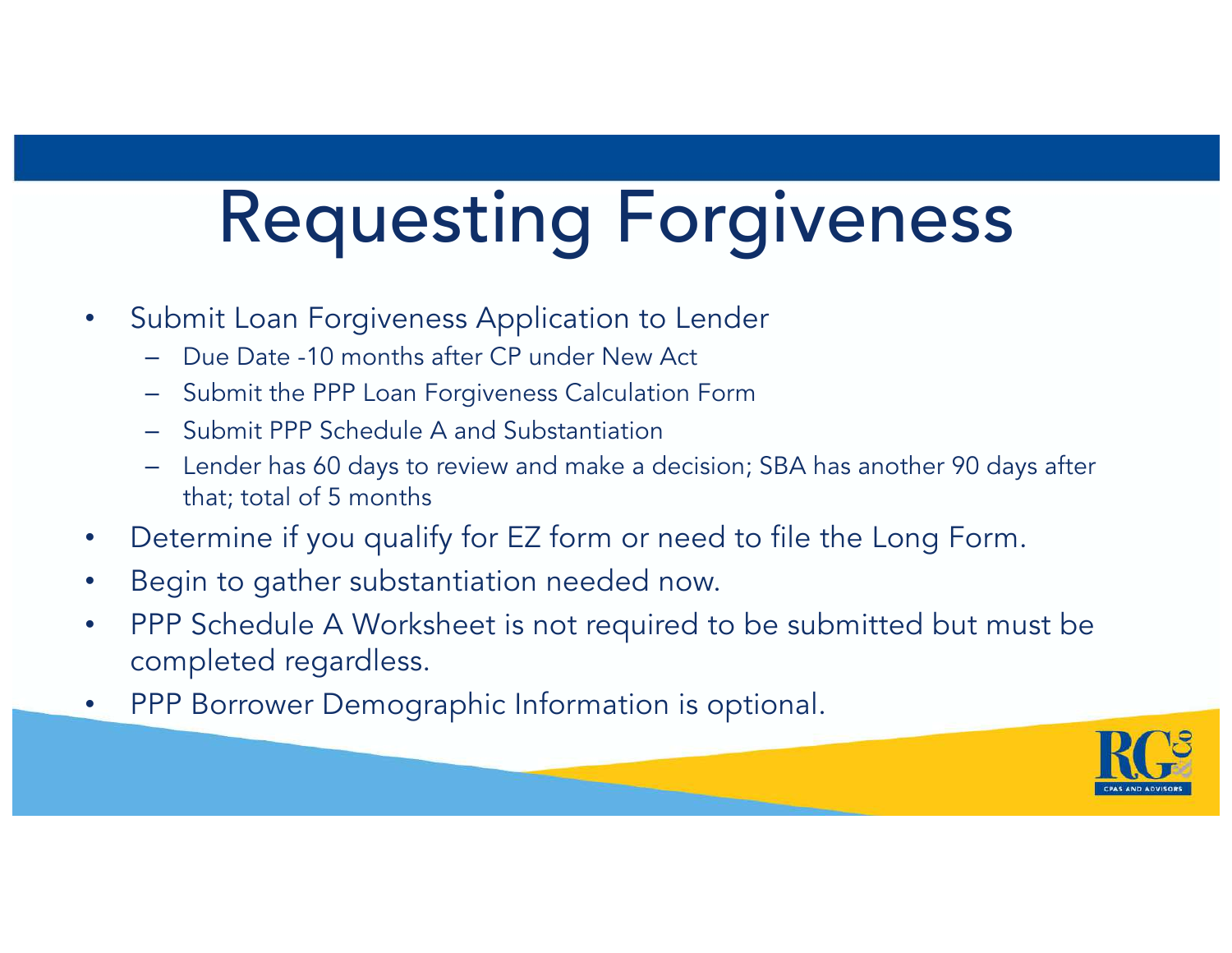# Requesting Forgiveness

- Submit Loan Forgiveness Application to Lender
  - Due Date -10 months after CP under New Act
  - Submit the PPP Loan Forgiveness Calculation Form
  - Submit PPP Schedule A and Substantiation
  - Lender has 60 days to review and make a decision; SBA has another 90 days after that; total of 5 months
- Determine if you qualify for EZ form or need to file the Long Form.
- Begin to gather substantiation needed now.
- PPP Schedule A Worksheet is not required to be submitted but must be completed regardless.
- PPP Borrower Demographic Information is optional.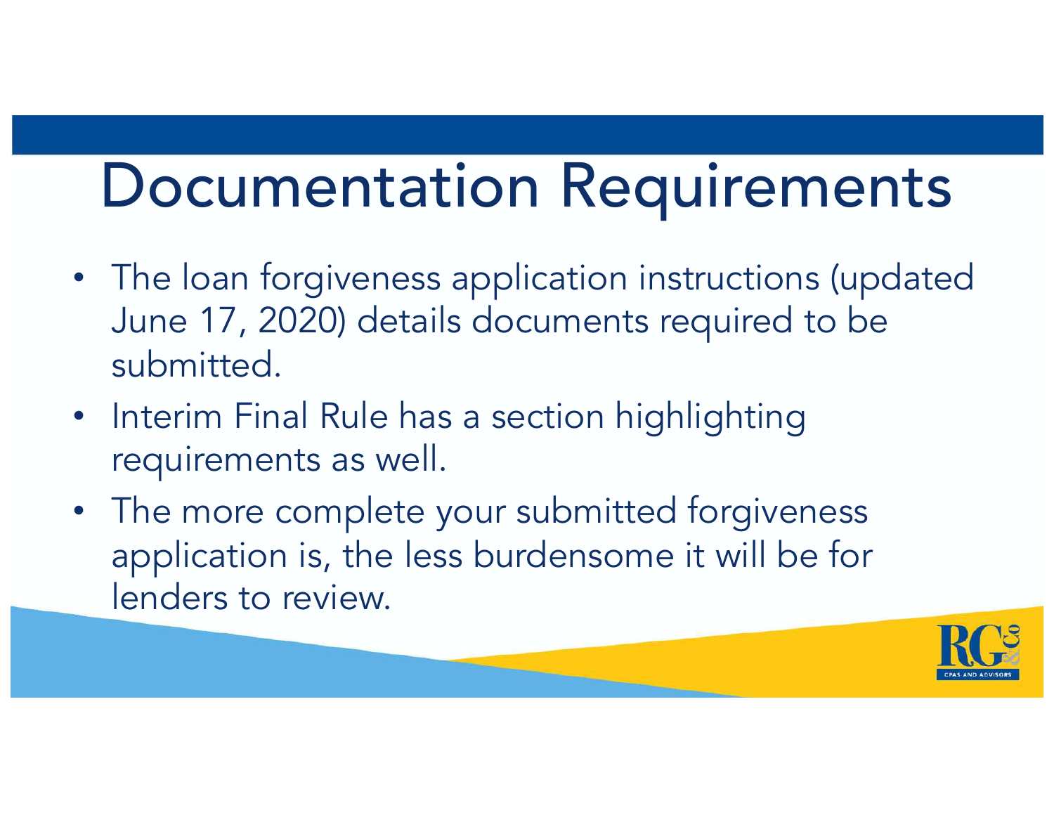# Documentation Requirements

- The loan forgiveness application instructions (updated June 17, 2020) details documents required to be submitted.
- Interim Final Rule has a section highlighting requirements as well.
- The more complete your submitted forgiveness application is, the less burdensome it will be for lenders to review.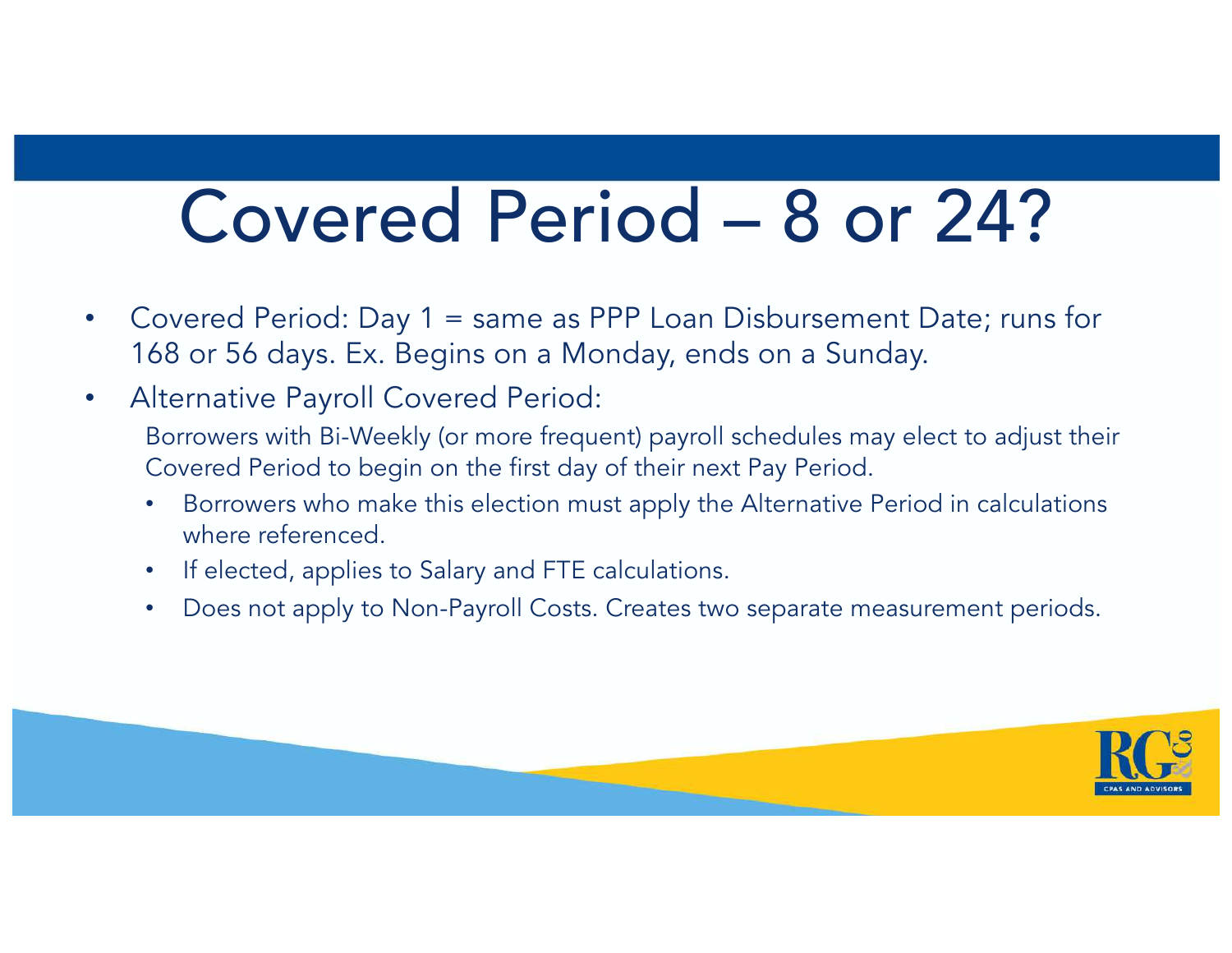# Covered Period – 8 or 24?

- Covered Period: Day 1 = same as PPP Loan Disbursement Date; runs for 168 or 56 days. Ex. Begins on a Monday, ends on a Sunday.
- Alternative Payroll Covered Period:

  Borrowers with Bi-Weekly (or more frequent) payroll schedules may elect to adjust their Covered Period to begin on the first day of their next Pay Period.

  - Borrowers who make this election must apply the Alternative Period in calculations where referenced.
  - If elected, applies to Salary and FTE calculations.
  - Does not apply to Non-Payroll Costs. Creates two separate measurement periods.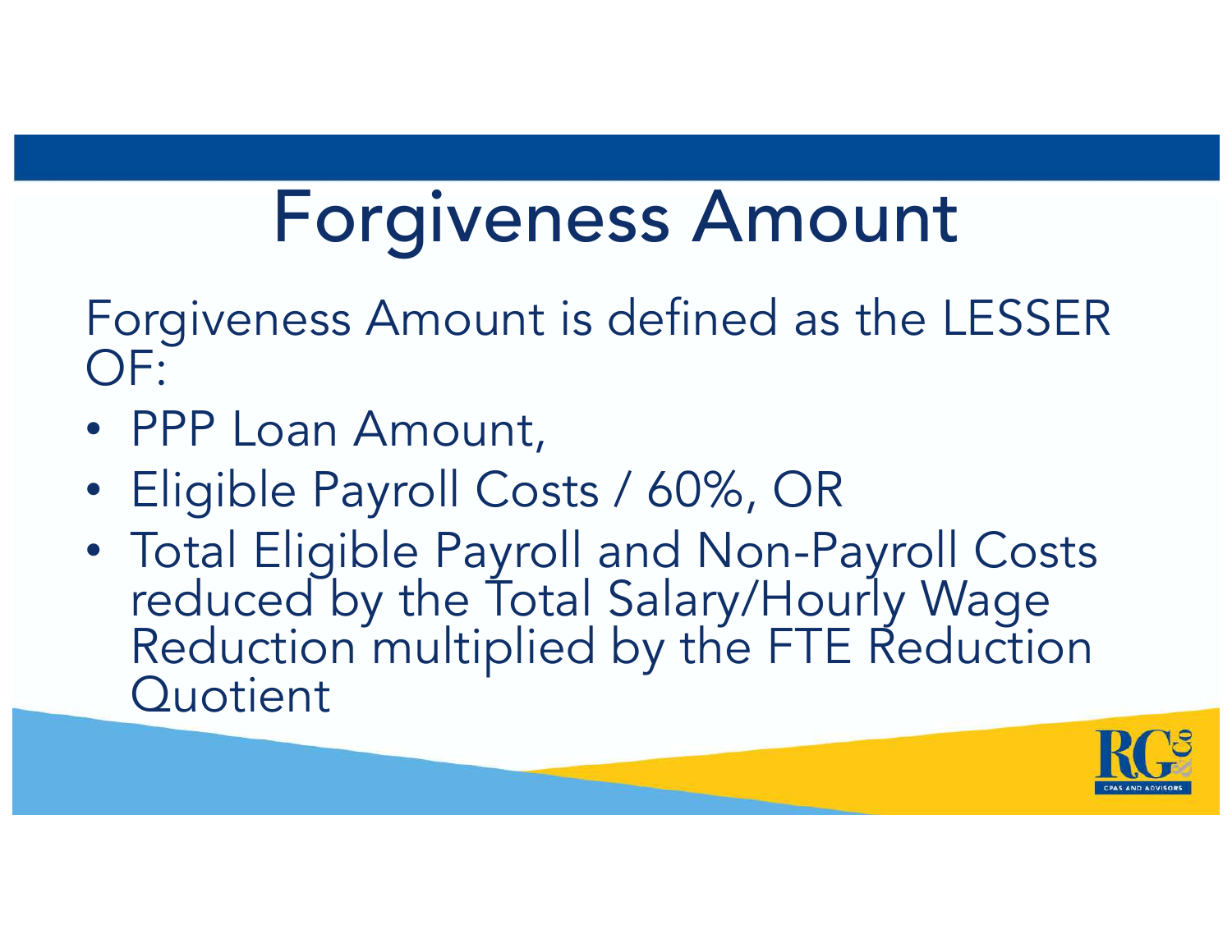# Forgiveness Amount

Forgiveness Amount is defined as the LESSER OF:

- PPP Loan Amount,
- Eligible Payroll Costs / 60%, OR
- Total Eligible Payroll and Non-Payroll Costs reduced by the Total Salary/Hourly Wage Reduction multiplied by the FTE Reduction Quotient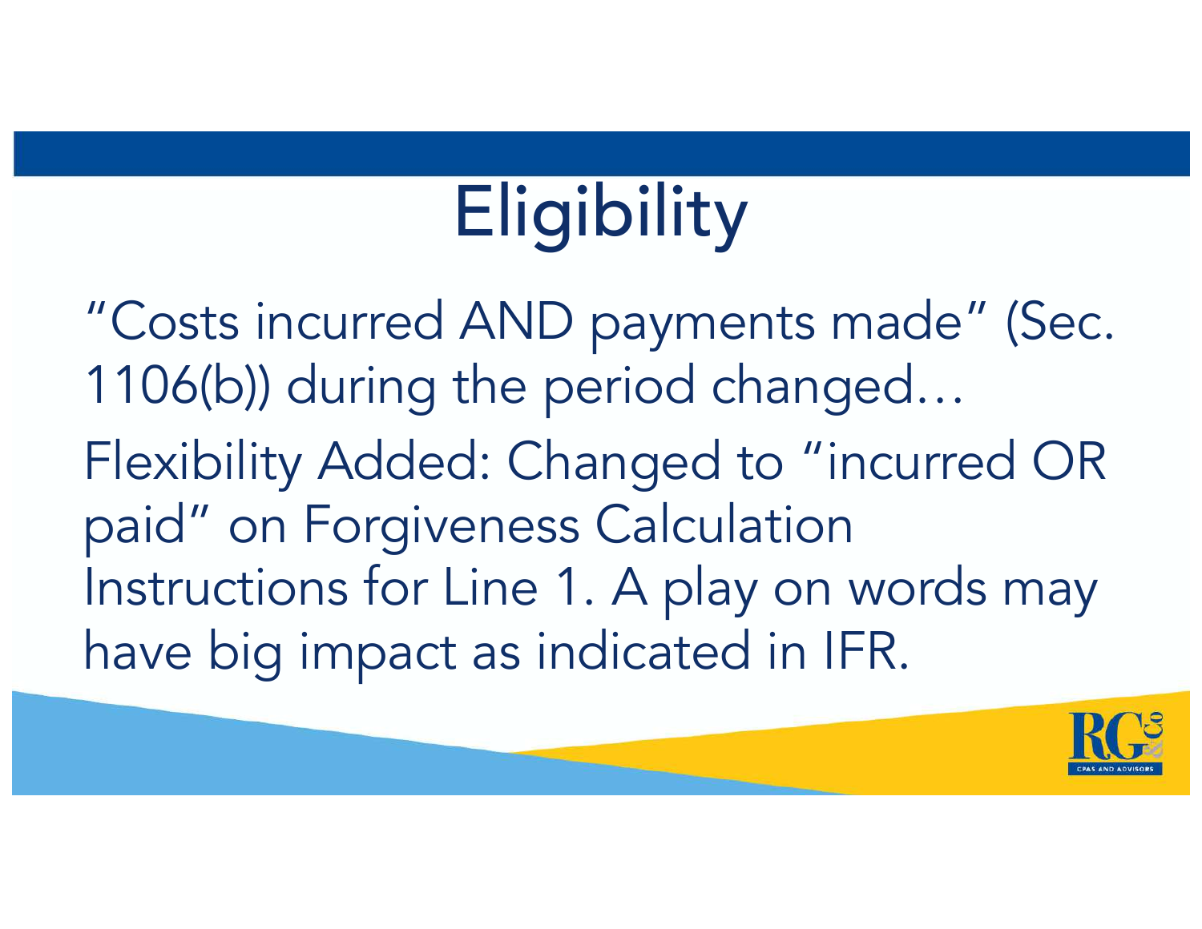# Eligibility

"Costs incurred AND payments made" (Sec. 1106(b)) during the period changed…

Flexibility Added: Changed to "incurred OR paid" on Forgiveness Calculation Instructions for Line 1. A play on words may have big impact as indicated in IFR.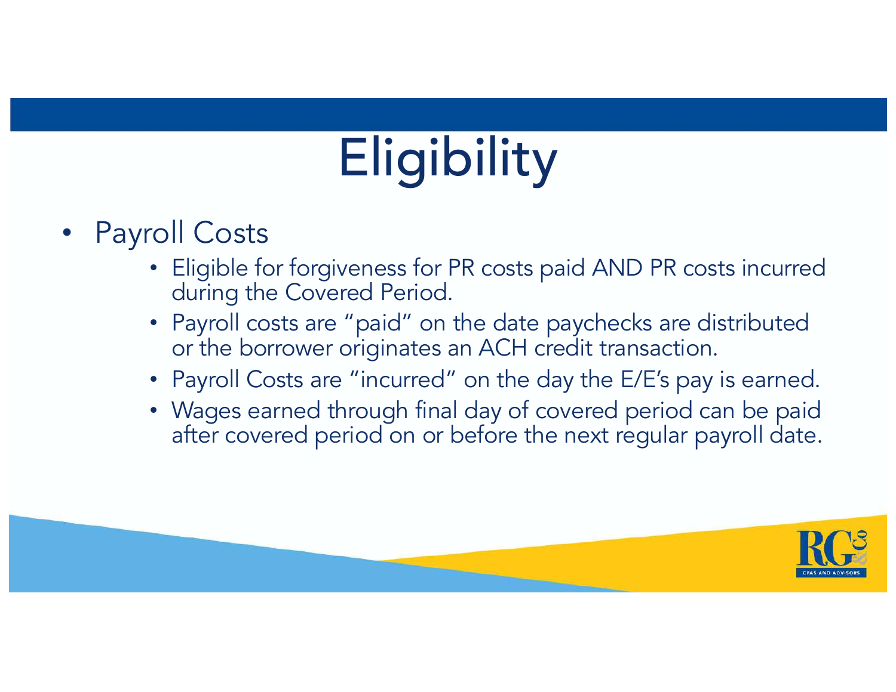# Eligibility

- Payroll Costs
  - Eligible for forgiveness for PR costs paid AND PR costs incurred during the Covered Period.
  - Payroll costs are "paid" on the date paychecks are distributed or the borrower originates an ACH credit transaction.
  - Payroll Costs are "incurred" on the day the E/E's pay is earned.
  - Wages earned through final day of covered period can be paid after covered period on or before the next regular payroll date.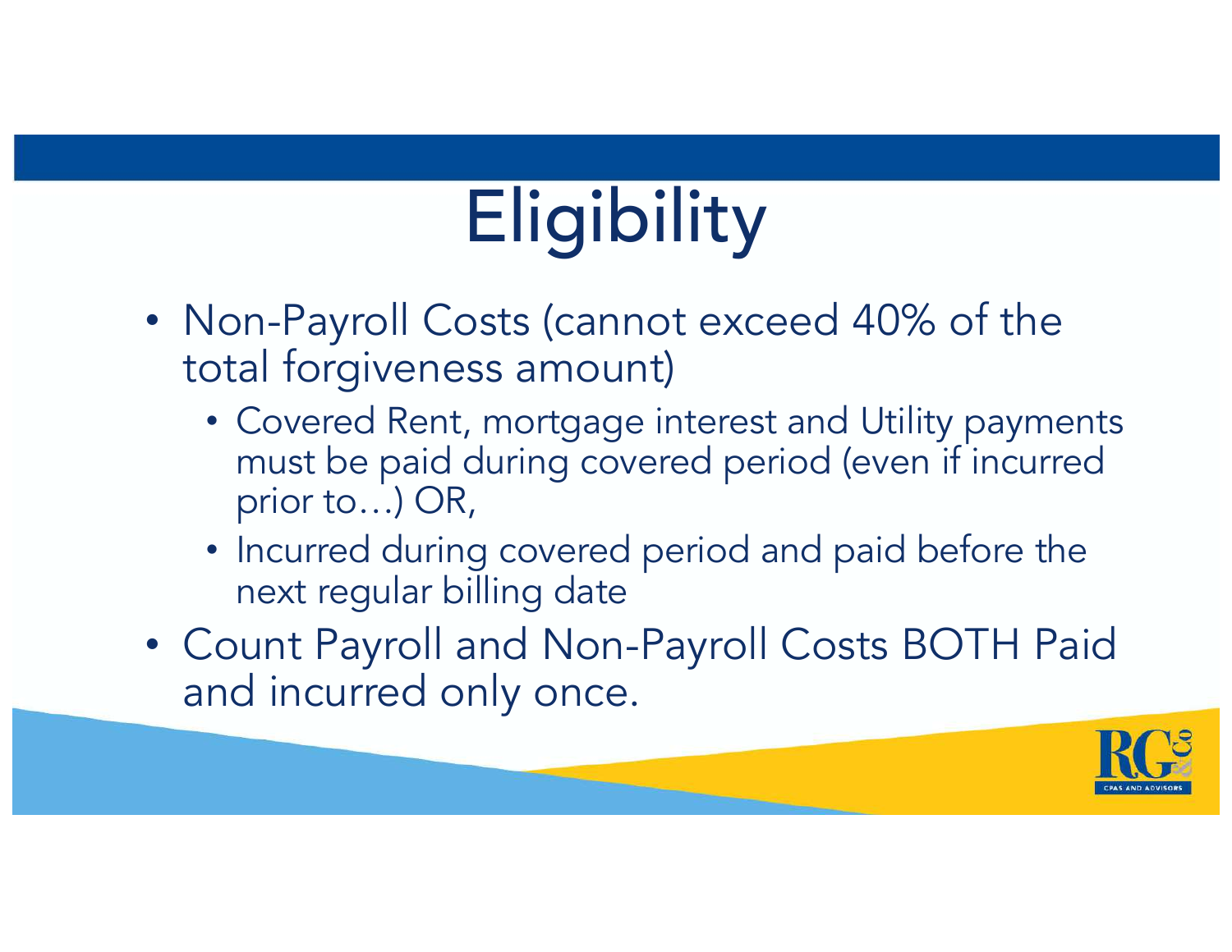# Eligibility

- Non-Payroll Costs (cannot exceed 40% of the total forgiveness amount)
  - Covered Rent, mortgage interest and Utility payments must be paid during covered period (even if incurred prior to…) OR,
  - Incurred during covered period and paid before the next regular billing date
- Count Payroll and Non-Payroll Costs BOTH Paid and incurred only once.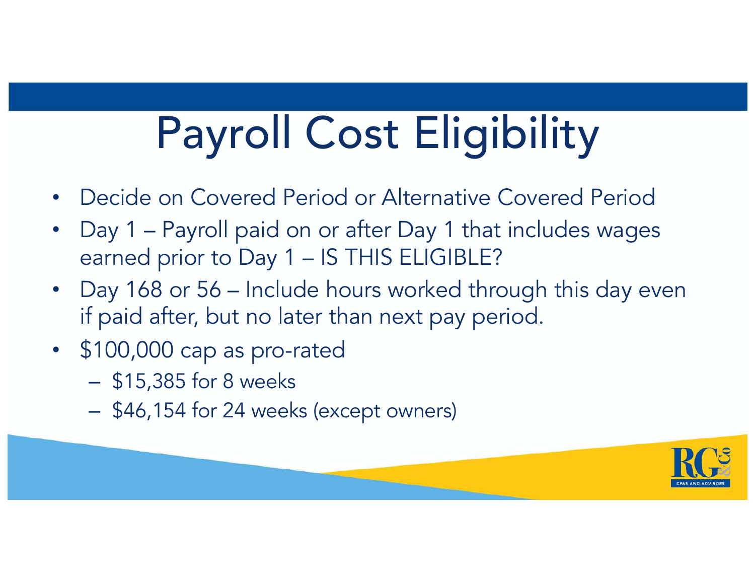# Payroll Cost Eligibility

- Decide on Covered Period or Alternative Covered Period
- Day 1 – Payroll paid on or after Day 1 that includes wages earned prior to Day 1 – IS THIS ELIGIBLE?
- Day 168 or 56 – Include hours worked through this day even if paid after, but no later than next pay period.
- $100,000 cap as pro-rated
  - $15,385 for 8 weeks
  - $46,154 for 24 weeks (except owners)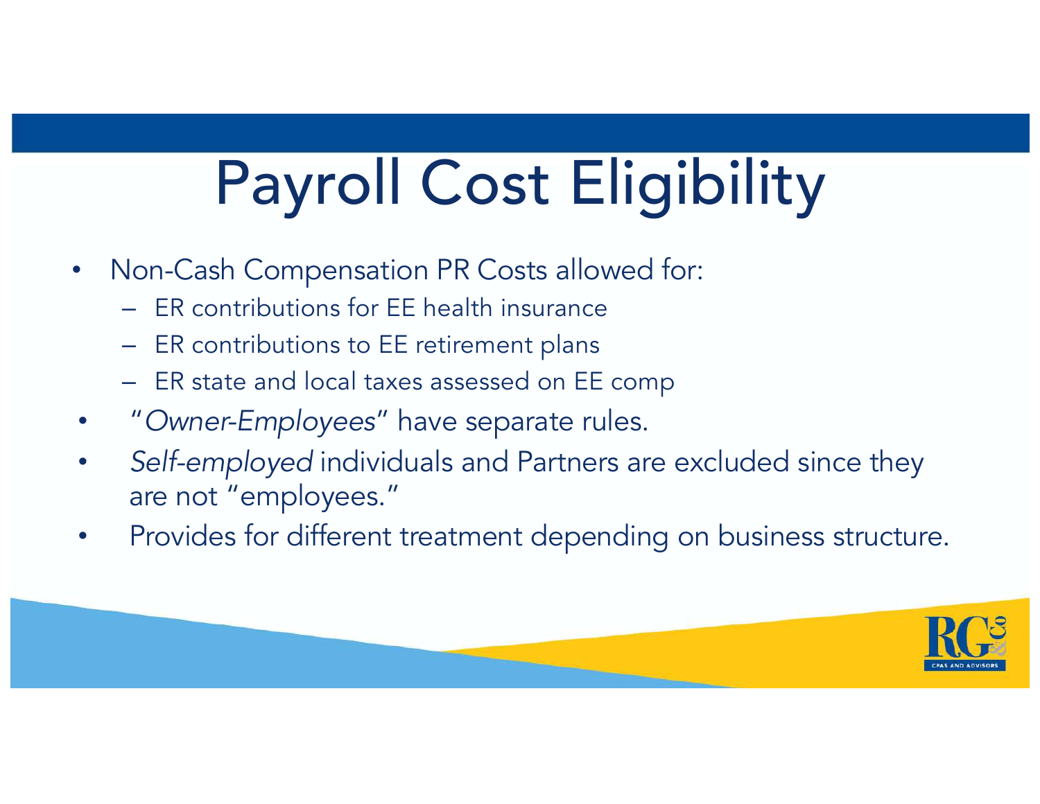# Payroll Cost Eligibility

- Non-Cash Compensation PR Costs allowed for:
  - ER contributions for EE health insurance
  - ER contributions to EE retirement plans
  - ER state and local taxes assessed on EE comp
- "*Owner-Employees*" have separate rules.
- *Self-employed* individuals and Partners are excluded since they are not "employees."
- Provides for different treatment depending on business structure.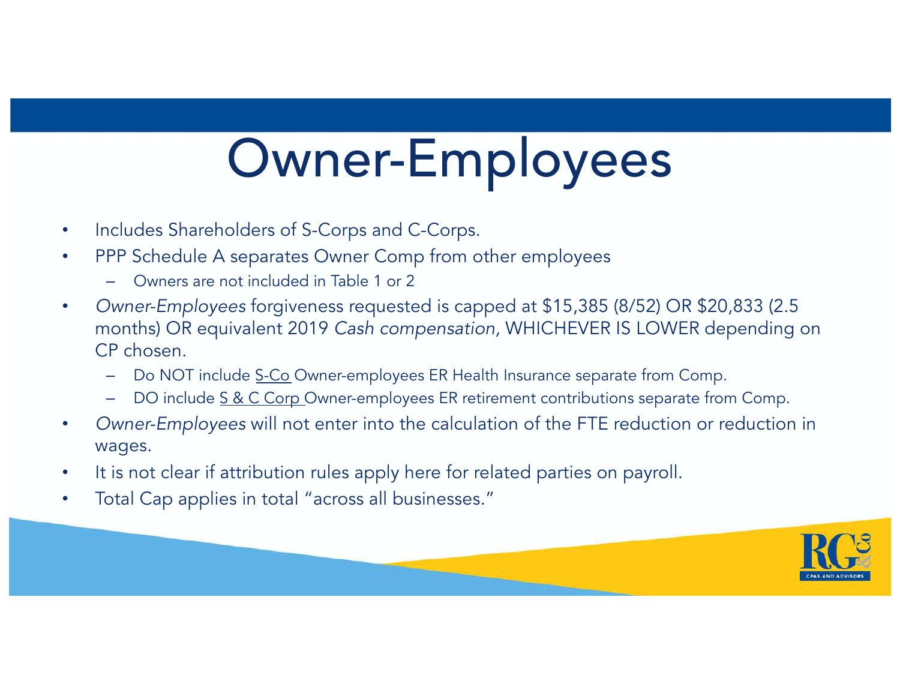# Owner-Employees

- Includes Shareholders of S-Corps and C-Corps.
- PPP Schedule A separates Owner Comp from other employees
  - Owners are not included in Table 1 or 2
- *Owner-Employees* forgiveness requested is capped at $15,385 (8/52) OR $20,833 (2.5 months) OR equivalent 2019 *Cash compensation*, WHICHEVER IS LOWER depending on CP chosen.
  - Do NOT include S-Co Owner-employees ER Health Insurance separate from Comp.
  - DO include S & C Corp Owner-employees ER retirement contributions separate from Comp.
- *Owner-Employees* will not enter into the calculation of the FTE reduction or reduction in wages.
- It is not clear if attribution rules apply here for related parties on payroll.
- Total Cap applies in total "across all businesses."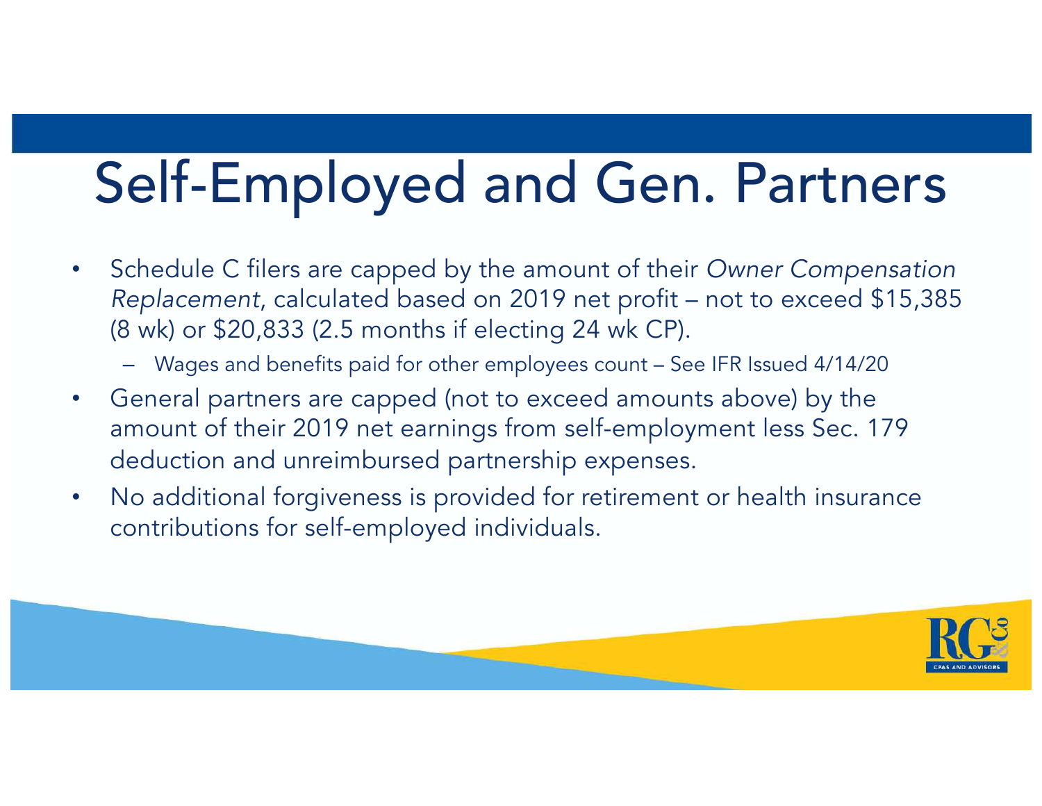# Self-Employed and Gen. Partners

- Schedule C filers are capped by the amount of their *Owner Compensation Replacement*, calculated based on 2019 net profit – not to exceed $15,385 (8 wk) or $20,833 (2.5 months if electing 24 wk CP).
  - Wages and benefits paid for other employees count – See IFR Issued 4/14/20
- General partners are capped (not to exceed amounts above) by the amount of their 2019 net earnings from self-employment less Sec. 179 deduction and unreimbursed partnership expenses.
- No additional forgiveness is provided for retirement or health insurance contributions for self-employed individuals.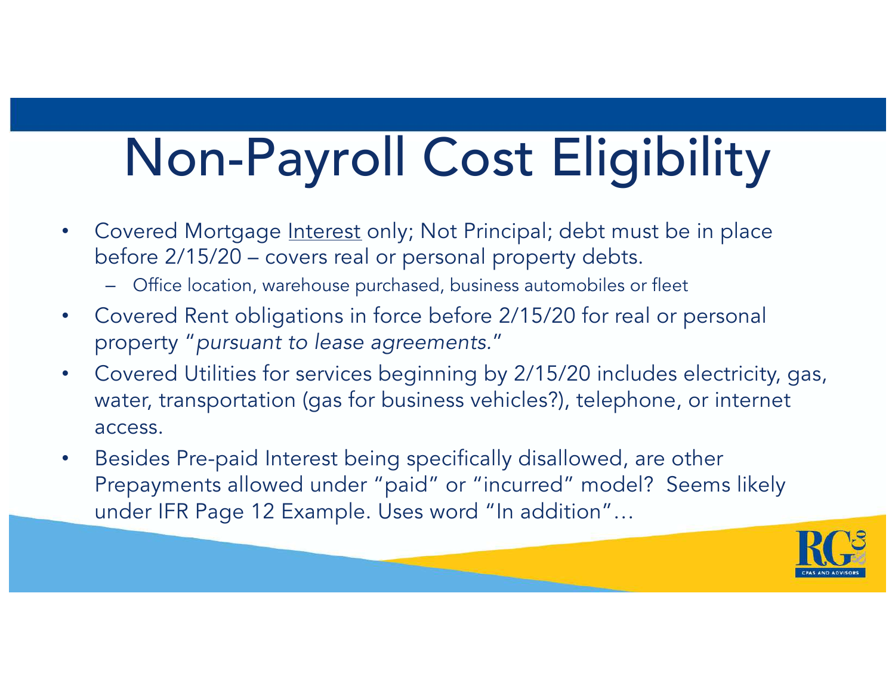# Non-Payroll Cost Eligibility

- Covered Mortgage <u>Interest</u> only; Not Principal; debt must be in place before 2/15/20 – covers real or personal property debts.
  - Office location, warehouse purchased, business automobiles or fleet
- Covered Rent obligations in force before 2/15/20 for real or personal property "*pursuant to lease agreements.*"
- Covered Utilities for services beginning by 2/15/20 includes electricity, gas, water, transportation (gas for business vehicles?), telephone, or internet access.
- Besides Pre-paid Interest being specifically disallowed, are other Prepayments allowed under "paid" or "incurred" model? Seems likely under IFR Page 12 Example. Uses word "In addition"…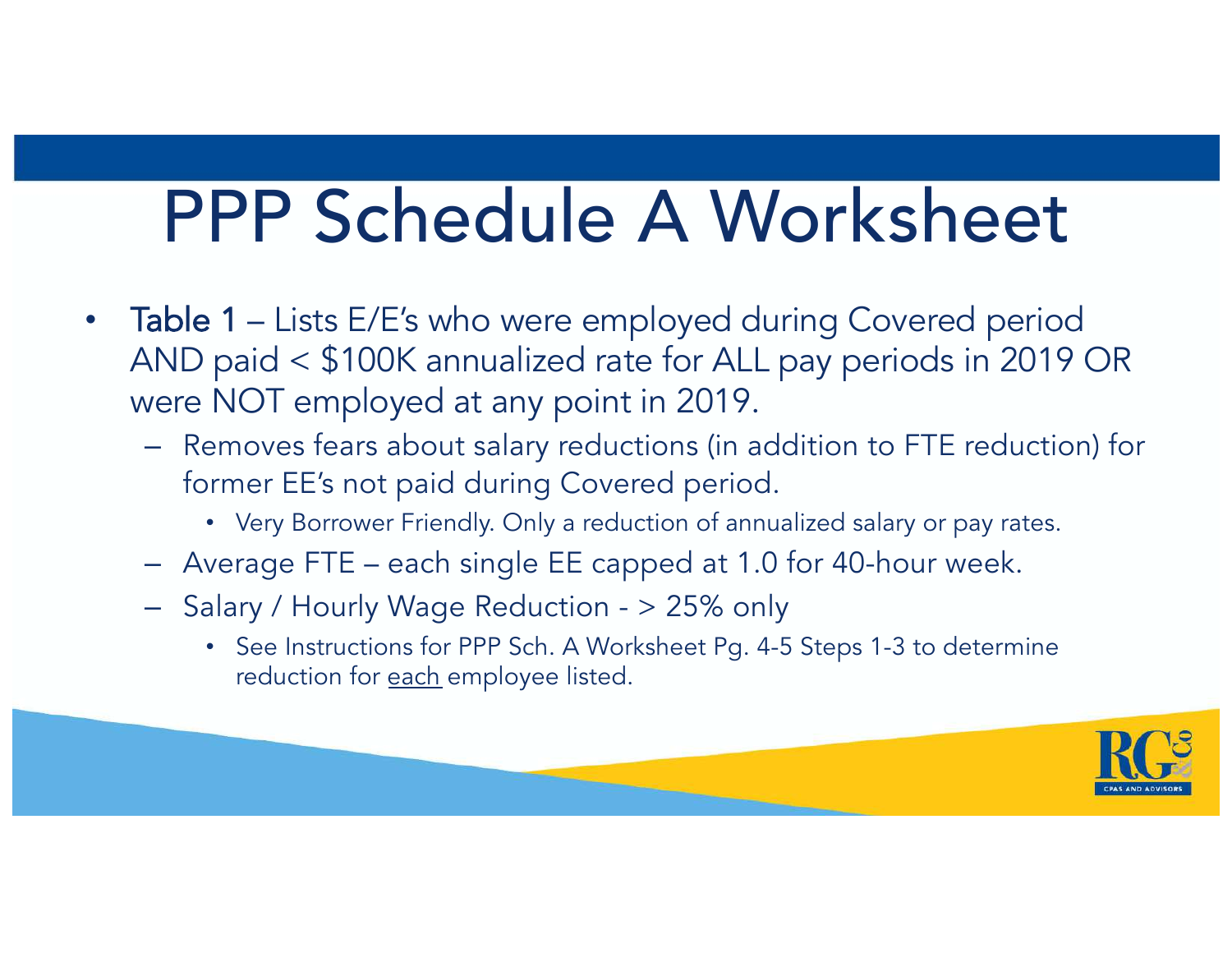# PPP Schedule A Worksheet

- **Table 1** – Lists E/E's who were employed during Covered period AND paid < $100K annualized rate for ALL pay periods in 2019 OR were NOT employed at any point in 2019.
  - Removes fears about salary reductions (in addition to FTE reduction) for former EE's not paid during Covered period.
    - Very Borrower Friendly. Only a reduction of annualized salary or pay rates.
  - Average FTE – each single EE capped at 1.0 for 40-hour week.
  - Salary / Hourly Wage Reduction - > 25% only
    - See Instructions for PPP Sch. A Worksheet Pg. 4-5 Steps 1-3 to determine reduction for <u>each</u> employee listed.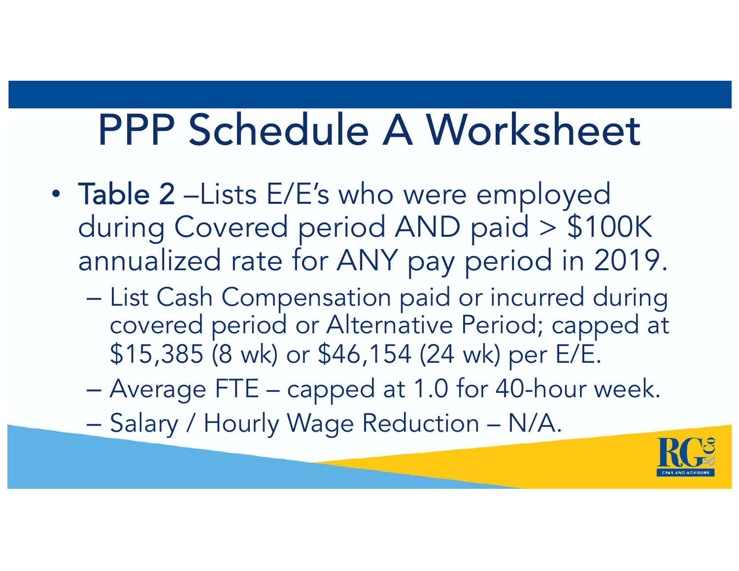# PPP Schedule A Worksheet

- **Table 2** –Lists E/E's who were employed during Covered period AND paid > $100K annualized rate for ANY pay period in 2019.
  - List Cash Compensation paid or incurred during covered period or Alternative Period; capped at $15,385 (8 wk) or $46,154 (24 wk) per E/E.
  - Average FTE – capped at 1.0 for 40-hour week.
  - Salary / Hourly Wage Reduction – N/A.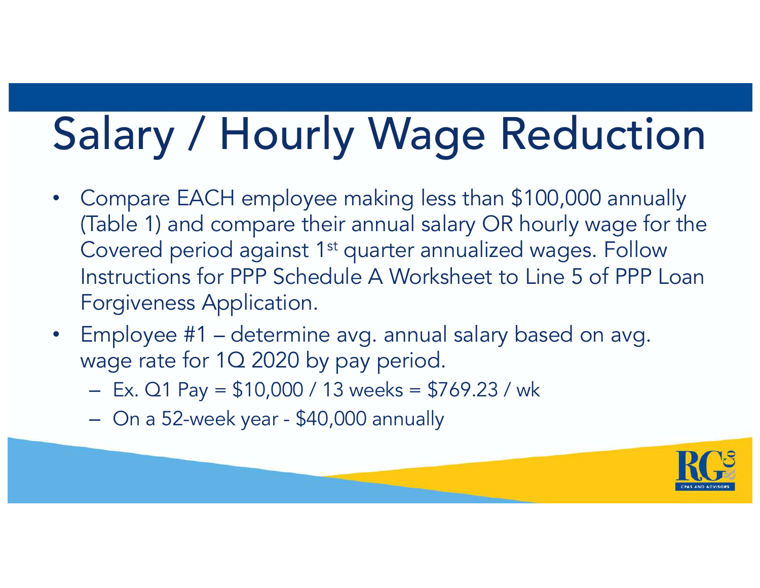# Salary / Hourly Wage Reduction

- Compare EACH employee making less than $100,000 annually (Table 1) and compare their annual salary OR hourly wage for the Covered period against 1st quarter annualized wages. Follow Instructions for PPP Schedule A Worksheet to Line 5 of PPP Loan Forgiveness Application.
- Employee #1 – determine avg. annual salary based on avg. wage rate for 1Q 2020 by pay period.
  - Ex. Q1 Pay = $10,000 / 13 weeks = $769.23 / wk
  - On a 52-week year - $40,000 annually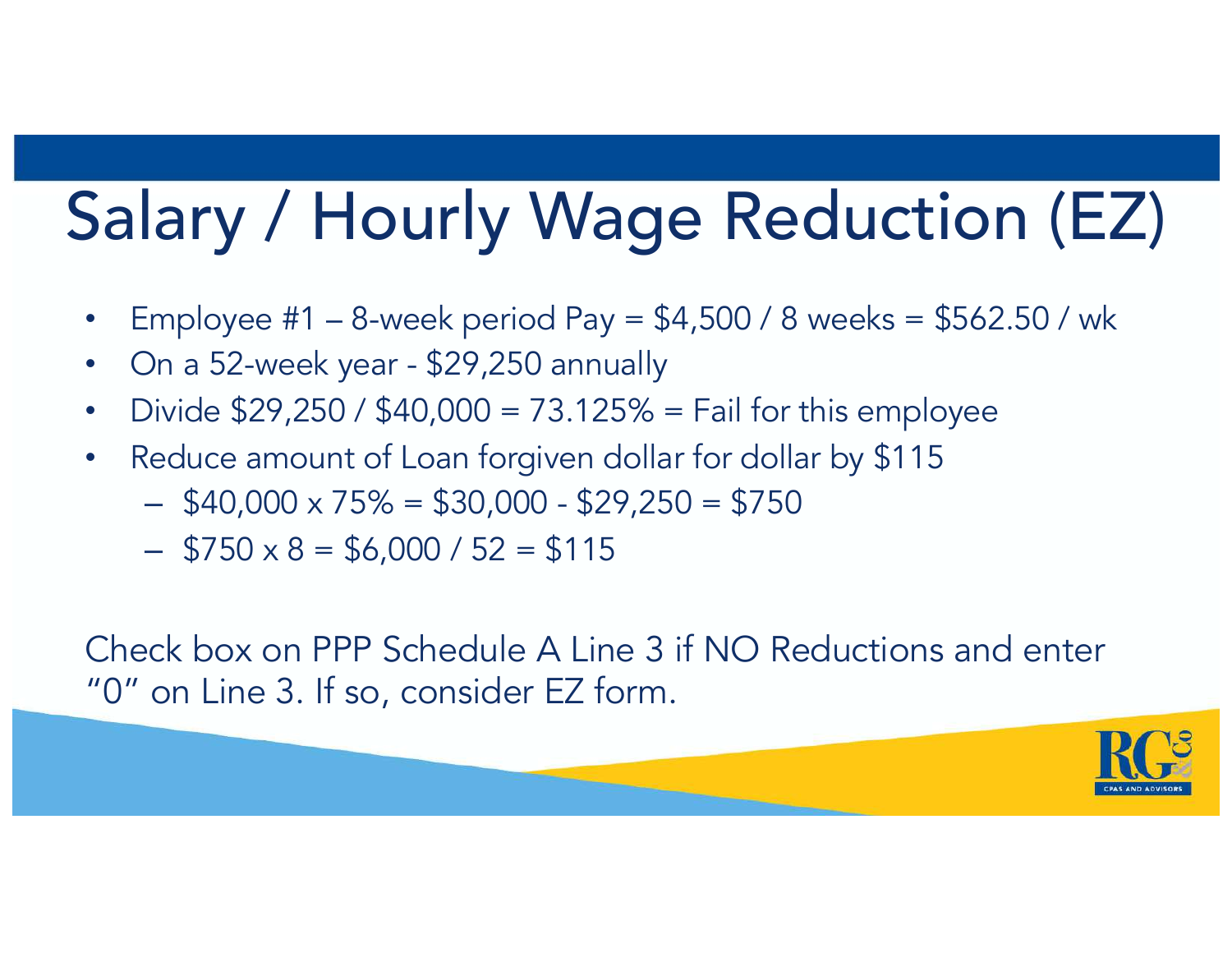# Salary / Hourly Wage Reduction (EZ)

- Employee #1 – 8-week period Pay = $4,500 / 8 weeks = $562.50 / wk
- On a 52-week year - $29,250 annually
- Divide $29,250 / $40,000 = 73.125% = Fail for this employee
- Reduce amount of Loan forgiven dollar for dollar by $115
  - $40,000 x 75% = $30,000 - $29,250 = $750
  - $750 x 8 = $6,000 / 52 = $115

Check box on PPP Schedule A Line 3 if NO Reductions and enter "0" on Line 3. If so, consider EZ form.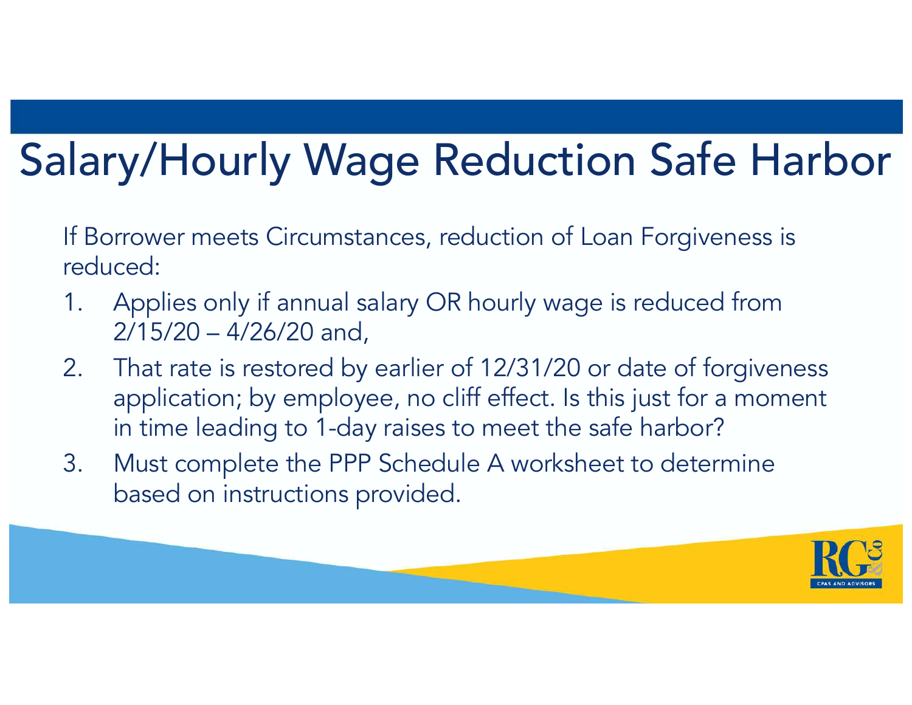# Salary/Hourly Wage Reduction Safe Harbor

If Borrower meets Circumstances, reduction of Loan Forgiveness is reduced:

1. Applies only if annual salary OR hourly wage is reduced from 2/15/20 – 4/26/20 and,
2. That rate is restored by earlier of 12/31/20 or date of forgiveness application; by employee, no cliff effect. Is this just for a moment in time leading to 1-day raises to meet the safe harbor?
3. Must complete the PPP Schedule A worksheet to determine based on instructions provided.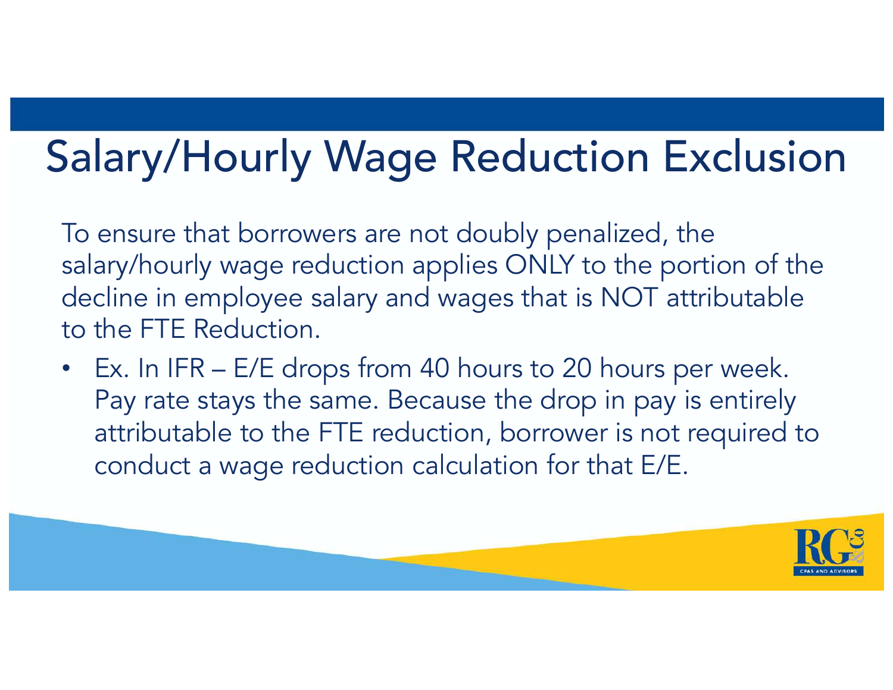# Salary/Hourly Wage Reduction Exclusion

To ensure that borrowers are not doubly penalized, the salary/hourly wage reduction applies ONLY to the portion of the decline in employee salary and wages that is NOT attributable to the FTE Reduction.

- Ex. In IFR – E/E drops from 40 hours to 20 hours per week. Pay rate stays the same. Because the drop in pay is entirely attributable to the FTE reduction, borrower is not required to conduct a wage reduction calculation for that E/E.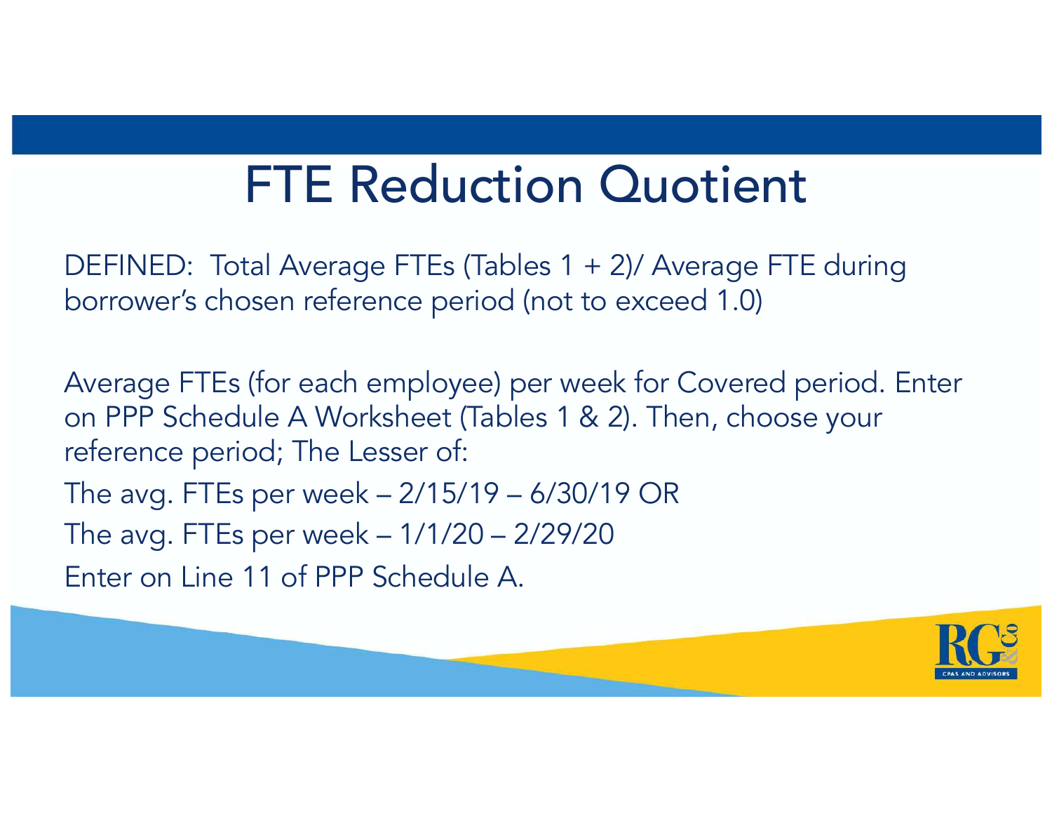# FTE Reduction Quotient

DEFINED: Total Average FTEs (Tables 1 + 2)/ Average FTE during borrower's chosen reference period (not to exceed 1.0)

Average FTEs (for each employee) per week for Covered period. Enter on PPP Schedule A Worksheet (Tables 1 & 2). Then, choose your reference period; The Lesser of:

The avg. FTEs per week – 2/15/19 – 6/30/19 OR

The avg. FTEs per week – 1/1/20 – 2/29/20

Enter on Line 11 of PPP Schedule A.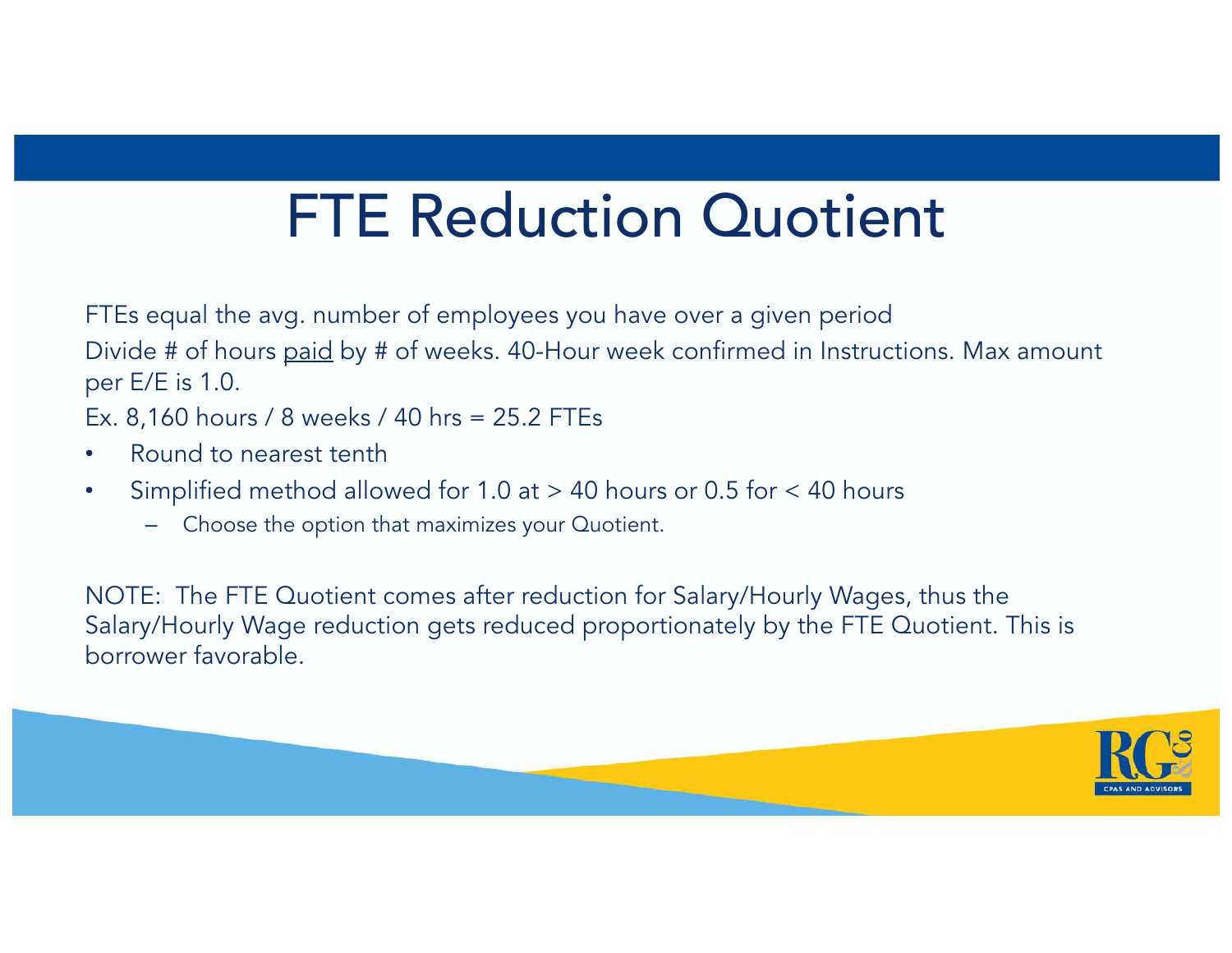# FTE Reduction Quotient

FTEs equal the avg. number of employees you have over a given period

Divide # of hours <u>paid</u> by # of weeks. 40-Hour week confirmed in Instructions. Max amount per E/E is 1.0.

Ex. 8,160 hours / 8 weeks / 40 hrs = 25.2 FTEs

- Round to nearest tenth
- Simplified method allowed for 1.0 at > 40 hours or 0.5 for < 40 hours
  - Choose the option that maximizes your Quotient.

NOTE: The FTE Quotient comes after reduction for Salary/Hourly Wages, thus the Salary/Hourly Wage reduction gets reduced proportionately by the FTE Quotient. This is borrower favorable.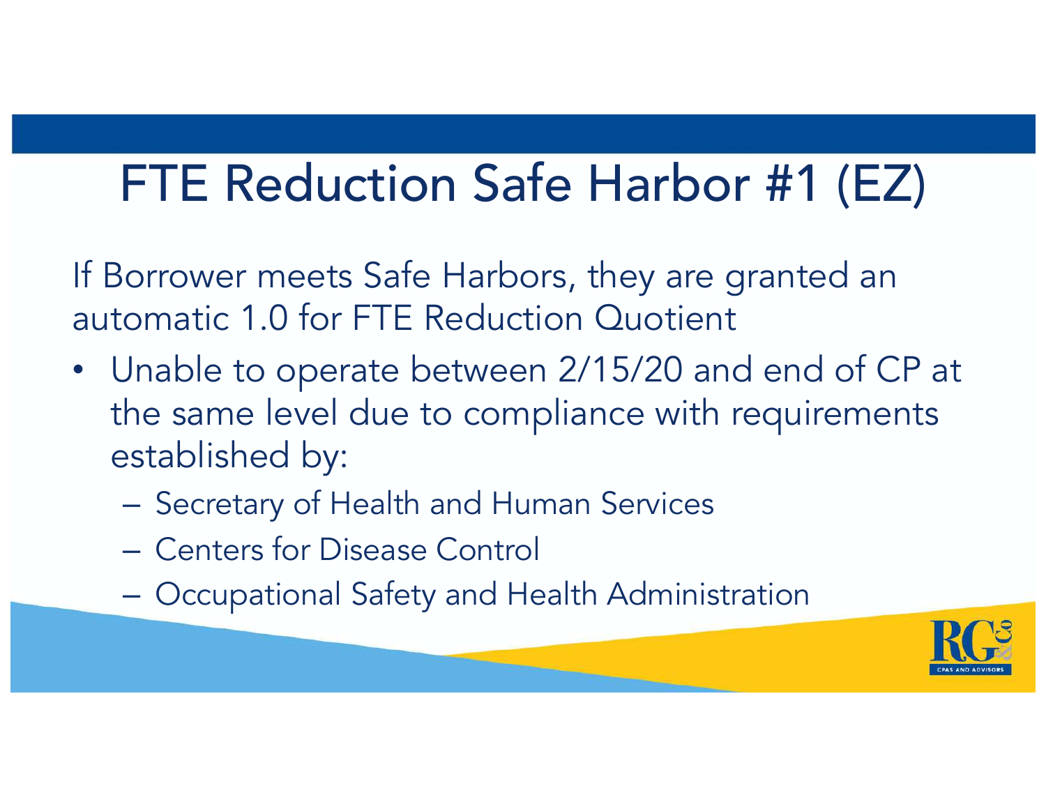# FTE Reduction Safe Harbor #1 (EZ)

If Borrower meets Safe Harbors, they are granted an automatic 1.0 for FTE Reduction Quotient

- Unable to operate between 2/15/20 and end of CP at the same level due to compliance with requirements established by:
  - Secretary of Health and Human Services
  - Centers for Disease Control
  - Occupational Safety and Health Administration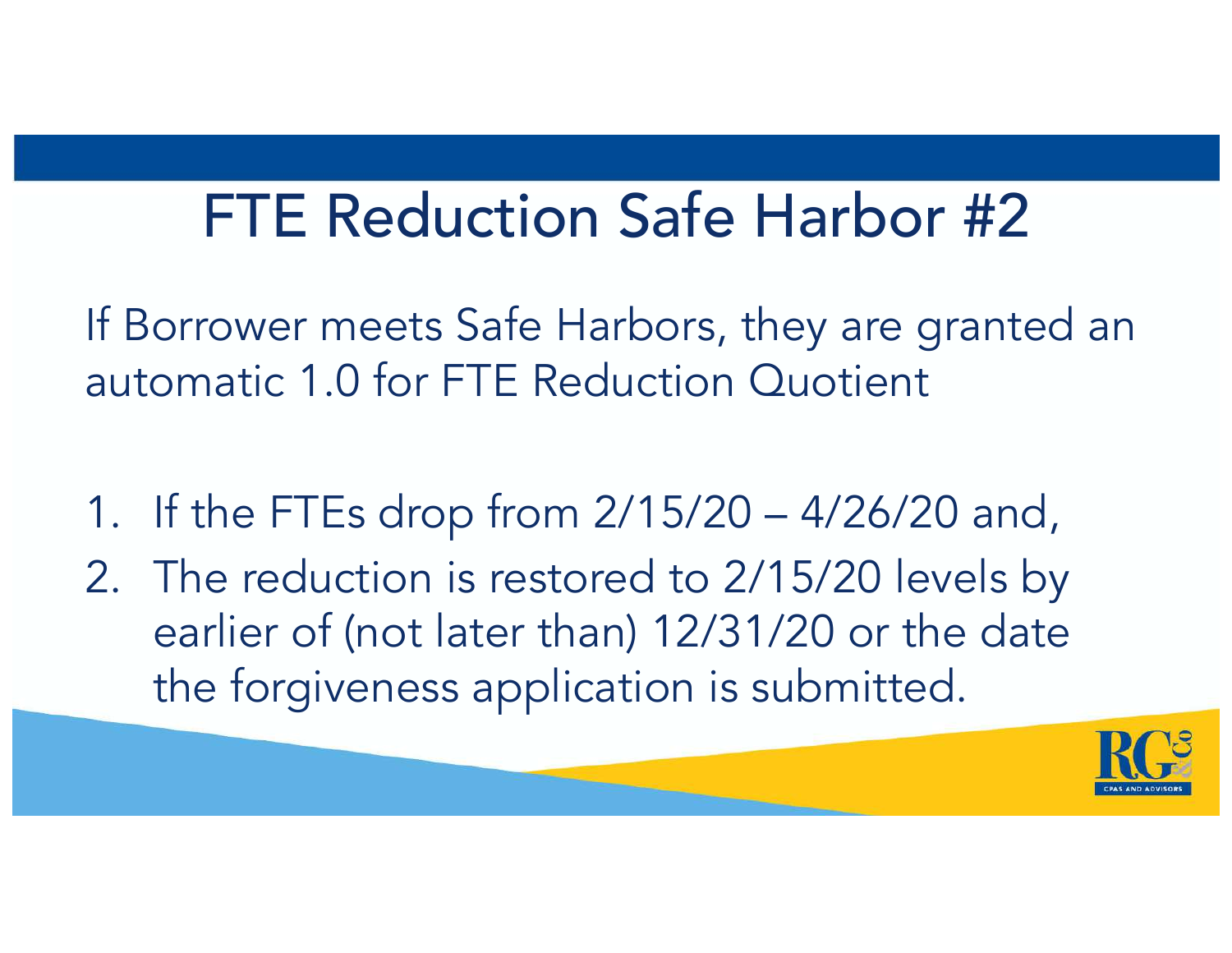# FTE Reduction Safe Harbor #2

If Borrower meets Safe Harbors, they are granted an automatic 1.0 for FTE Reduction Quotient

1. If the FTEs drop from 2/15/20 – 4/26/20 and,
2. The reduction is restored to 2/15/20 levels by earlier of (not later than) 12/31/20 or the date the forgiveness application is submitted.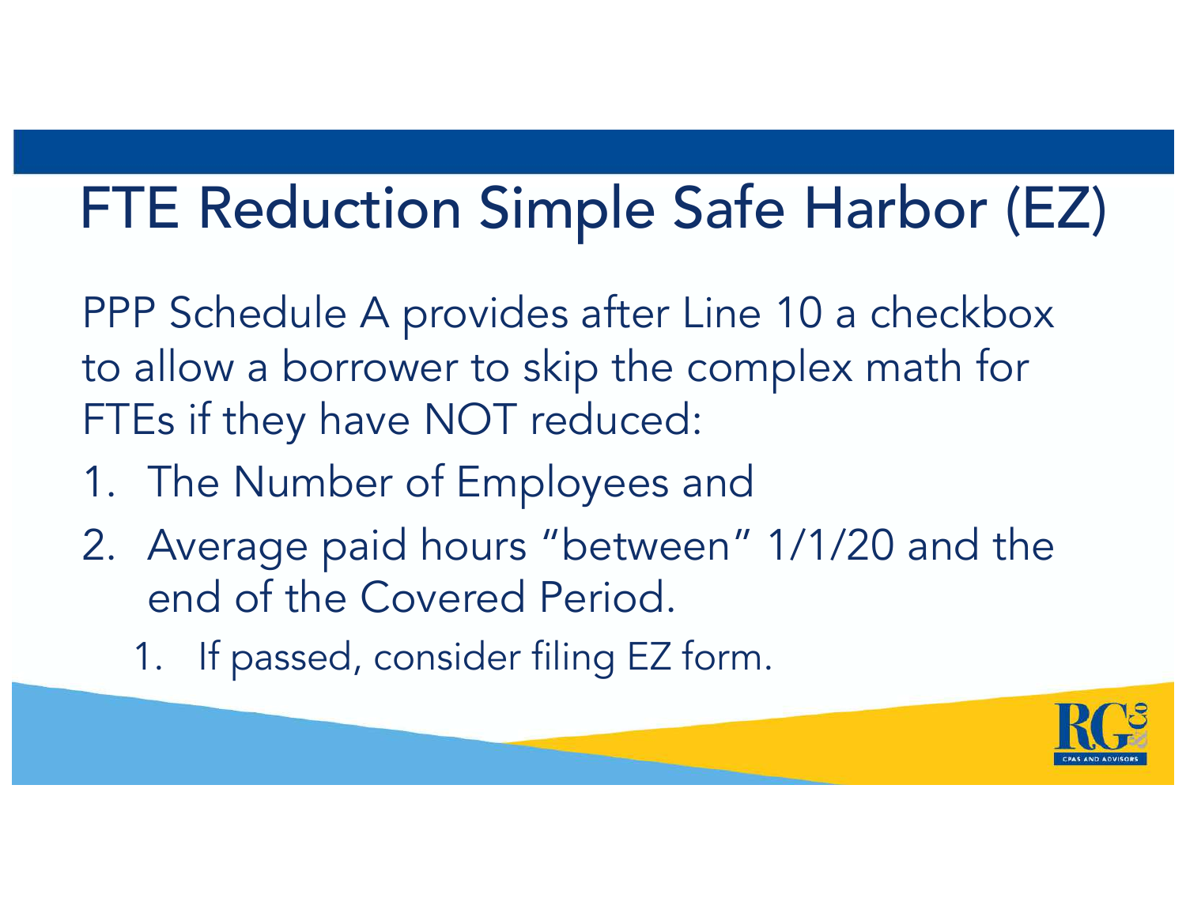# FTE Reduction Simple Safe Harbor (EZ)

PPP Schedule A provides after Line 10 a checkbox to allow a borrower to skip the complex math for FTEs if they have NOT reduced:

1. The Number of Employees and
2. Average paid hours "between" 1/1/20 and the end of the Covered Period.
   1. If passed, consider filing EZ form.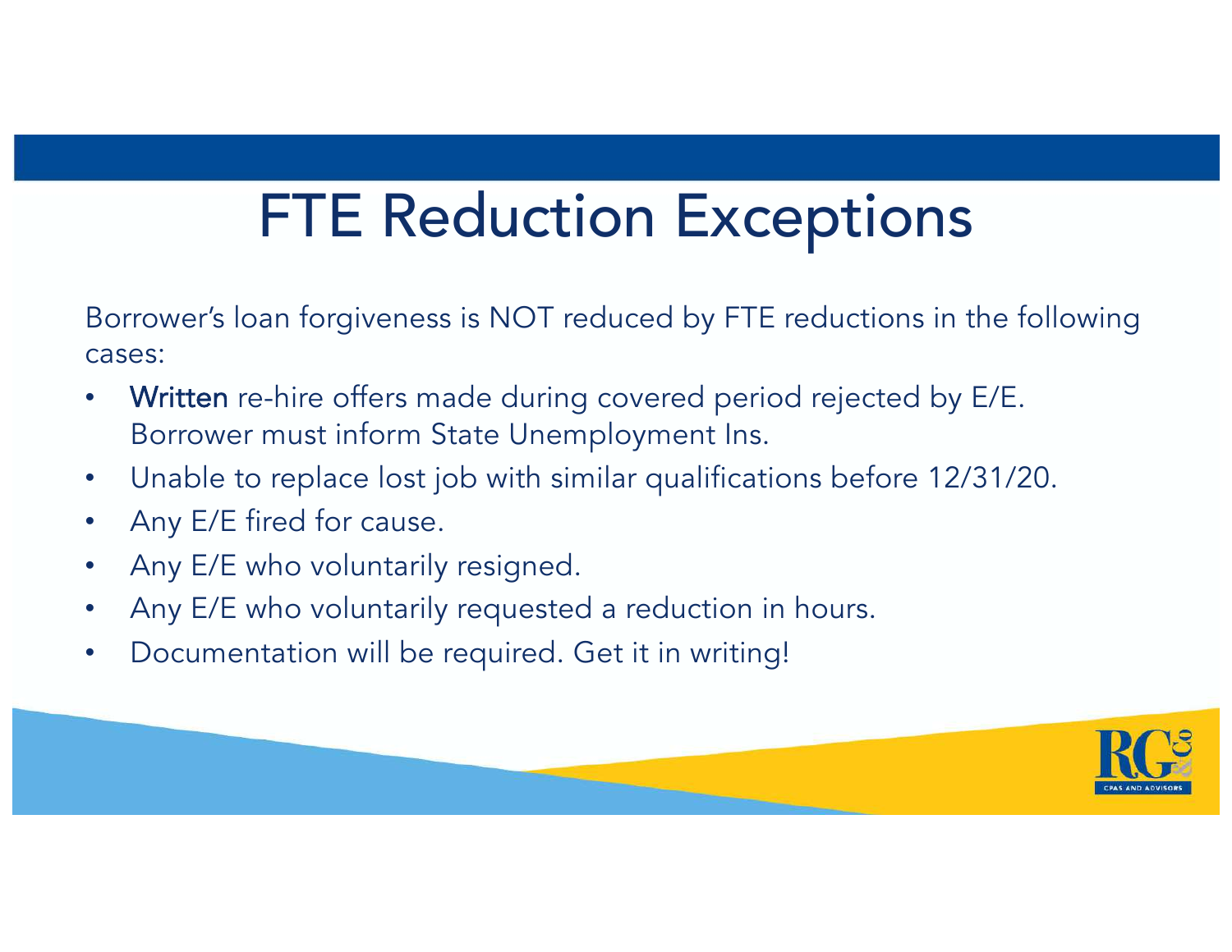# FTE Reduction Exceptions

Borrower's loan forgiveness is NOT reduced by FTE reductions in the following cases:

- **Written** re-hire offers made during covered period rejected by E/E. Borrower must inform State Unemployment Ins.
- Unable to replace lost job with similar qualifications before 12/31/20.
- Any E/E fired for cause.
- Any E/E who voluntarily resigned.
- Any E/E who voluntarily requested a reduction in hours.
- Documentation will be required. Get it in writing!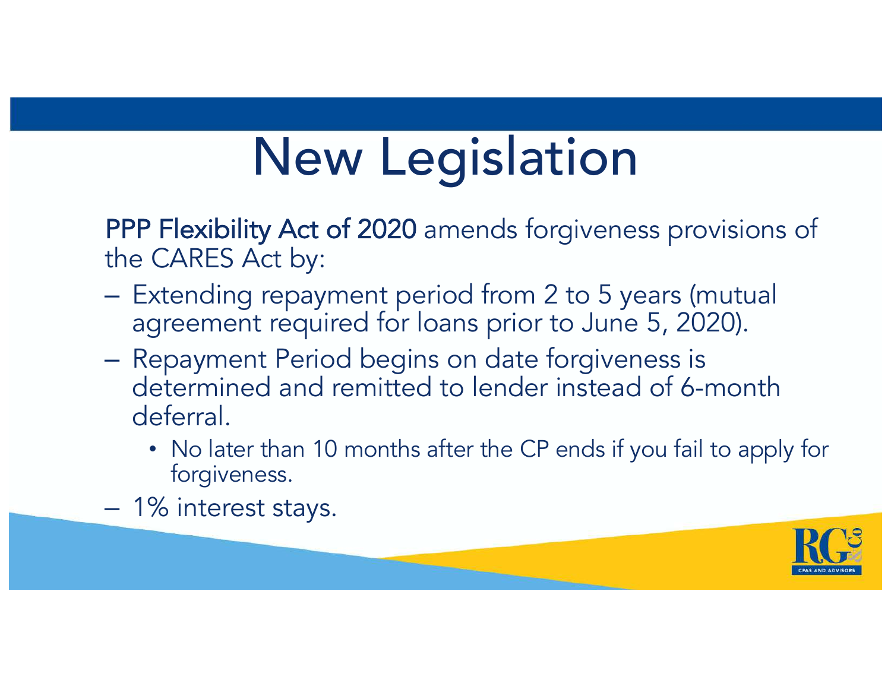# New Legislation

**PPP Flexibility Act of 2020** amends forgiveness provisions of the CARES Act by:

- Extending repayment period from 2 to 5 years (mutual agreement required for loans prior to June 5, 2020).
- Repayment Period begins on date forgiveness is determined and remitted to lender instead of 6-month deferral.
  - No later than 10 months after the CP ends if you fail to apply for forgiveness.
- 1% interest stays.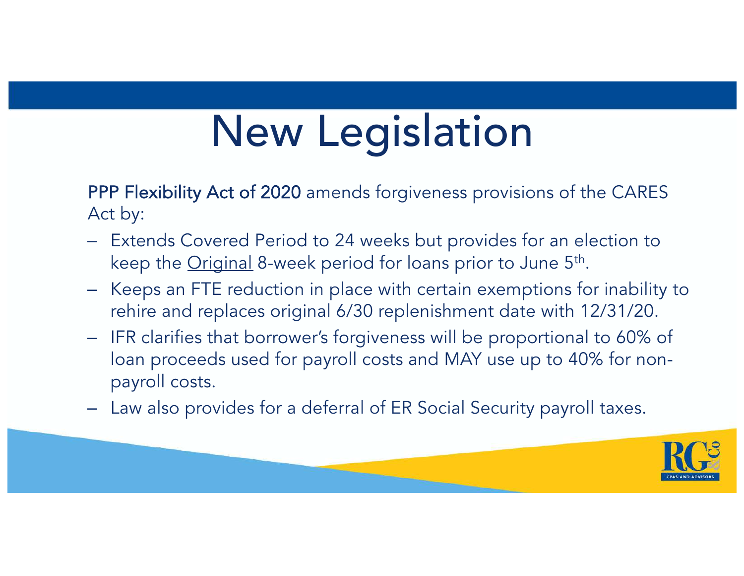# New Legislation

**PPP Flexibility Act of 2020** amends forgiveness provisions of the CARES Act by:

- Extends Covered Period to 24 weeks but provides for an election to keep the Original 8-week period for loans prior to June 5th.
- Keeps an FTE reduction in place with certain exemptions for inability to rehire and replaces original 6/30 replenishment date with 12/31/20.
- IFR clarifies that borrower's forgiveness will be proportional to 60% of loan proceeds used for payroll costs and MAY use up to 40% for non-payroll costs.
- Law also provides for a deferral of ER Social Security payroll taxes.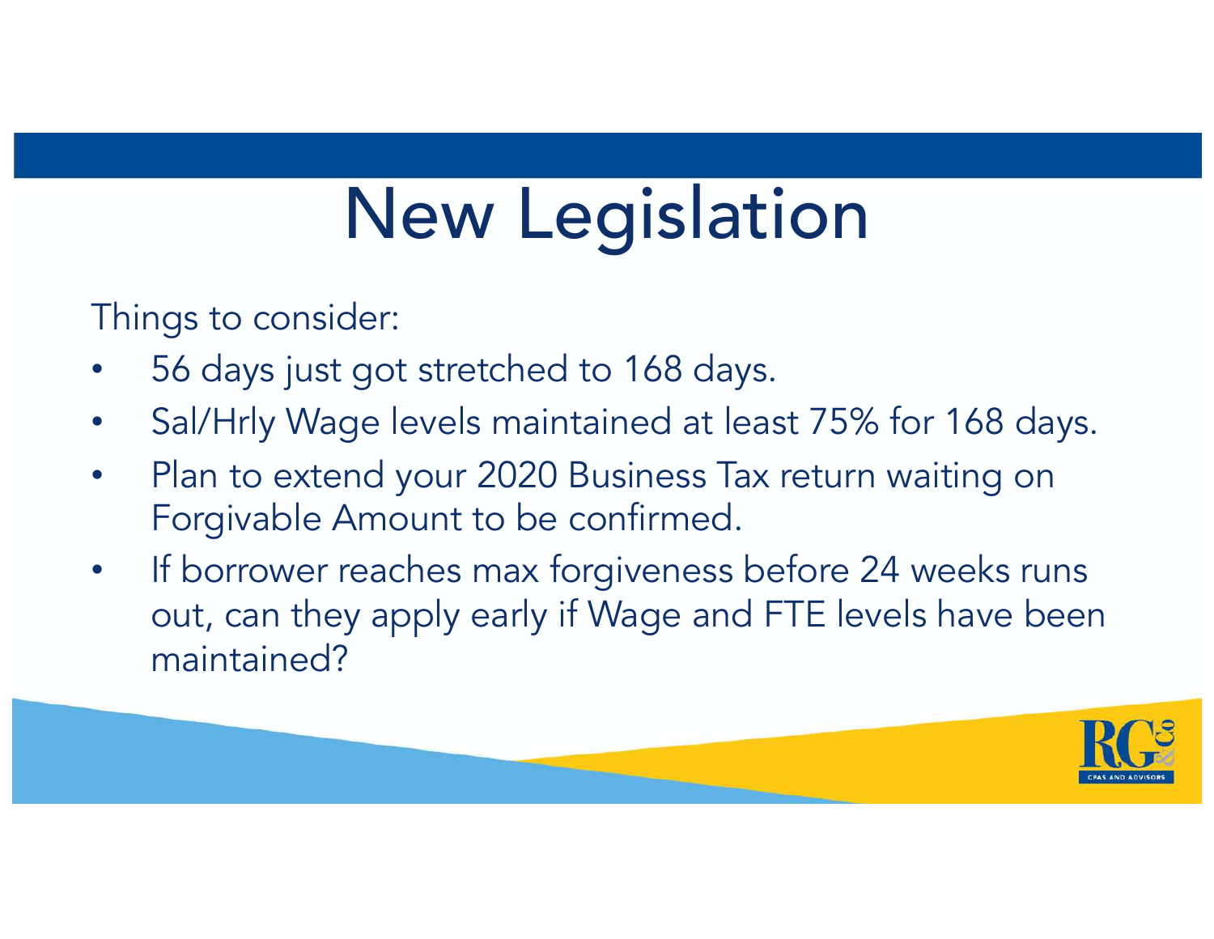# New Legislation

Things to consider:

- 56 days just got stretched to 168 days.
- Sal/Hrly Wage levels maintained at least 75% for 168 days.
- Plan to extend your 2020 Business Tax return waiting on Forgivable Amount to be confirmed.
- If borrower reaches max forgiveness before 24 weeks runs out, can they apply early if Wage and FTE levels have been maintained?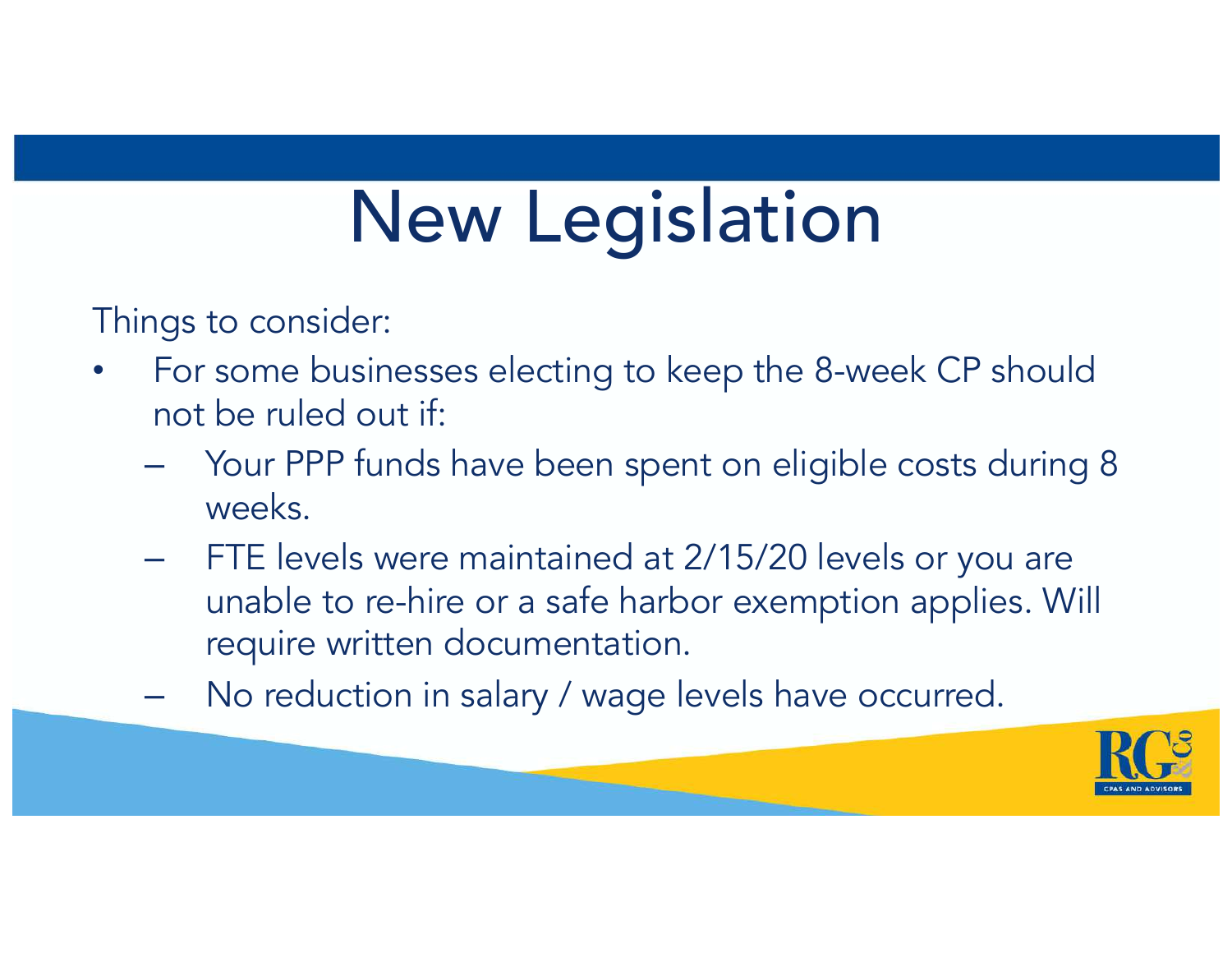# New Legislation

Things to consider:

- For some businesses electing to keep the 8-week CP should not be ruled out if:
  - Your PPP funds have been spent on eligible costs during 8 weeks.
  - FTE levels were maintained at 2/15/20 levels or you are unable to re-hire or a safe harbor exemption applies. Will require written documentation.
  - No reduction in salary / wage levels have occurred.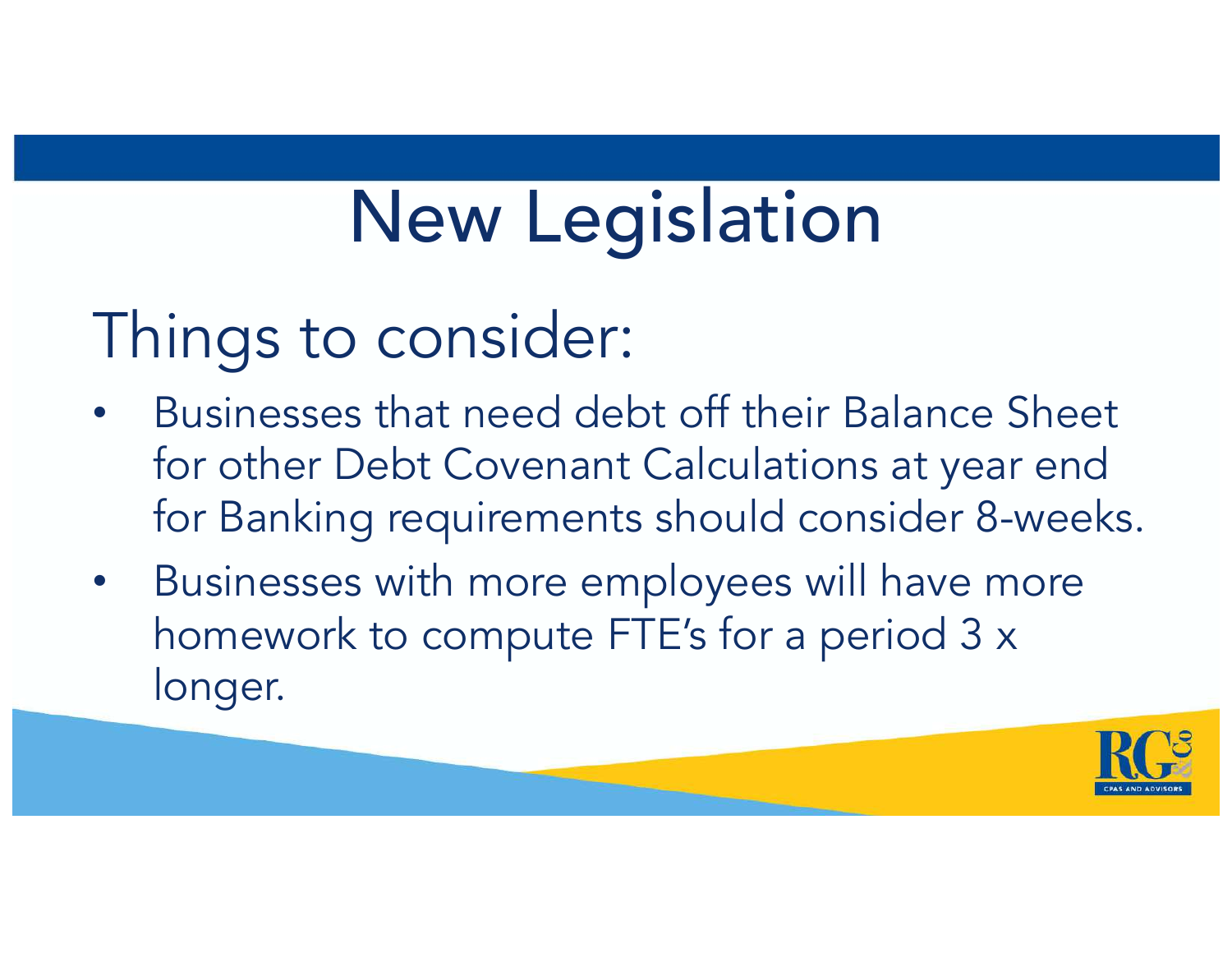# New Legislation

## Things to consider:

- Businesses that need debt off their Balance Sheet for other Debt Covenant Calculations at year end for Banking requirements should consider 8-weeks.
- Businesses with more employees will have more homework to compute FTE's for a period 3 x longer.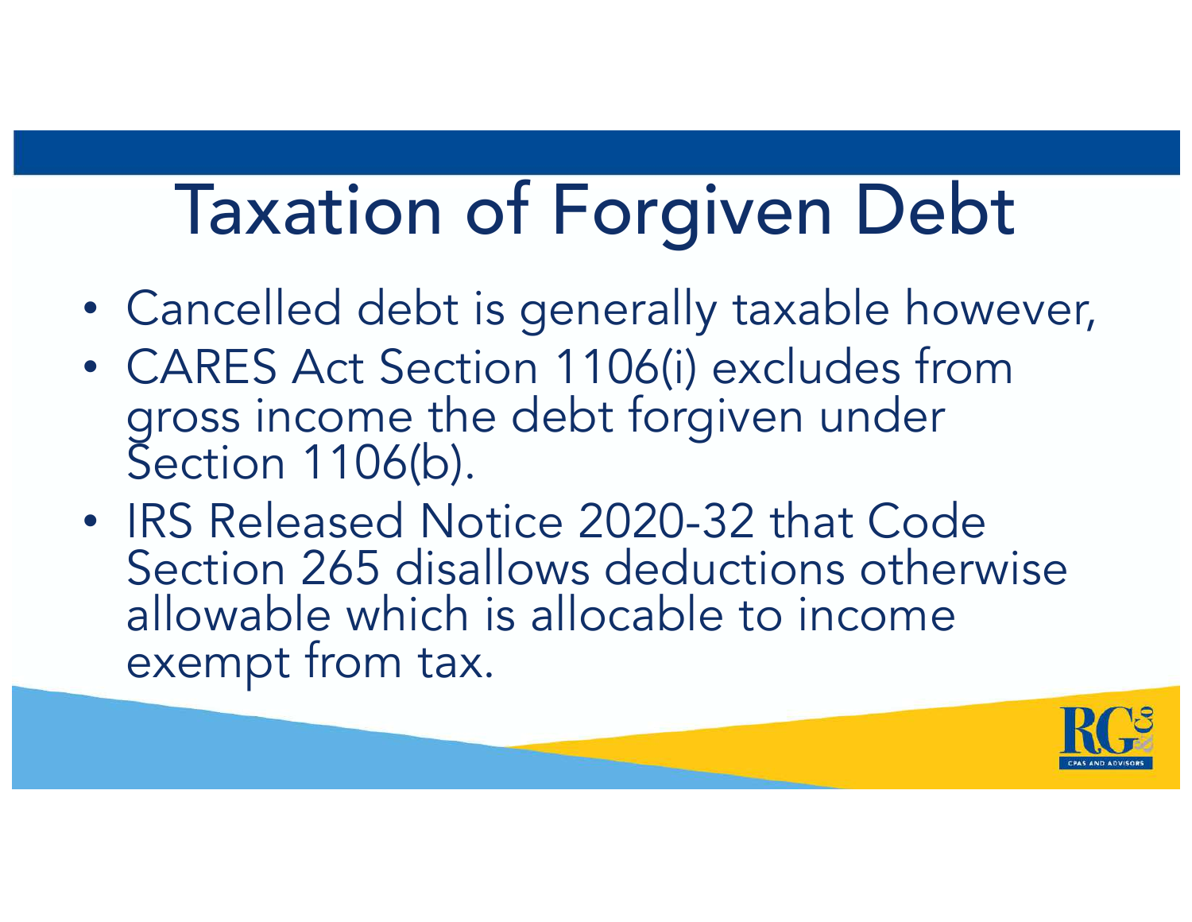# Taxation of Forgiven Debt

- Cancelled debt is generally taxable however,
- CARES Act Section 1106(i) excludes from gross income the debt forgiven under Section 1106(b).
- IRS Released Notice 2020-32 that Code Section 265 disallows deductions otherwise allowable which is allocable to income exempt from tax.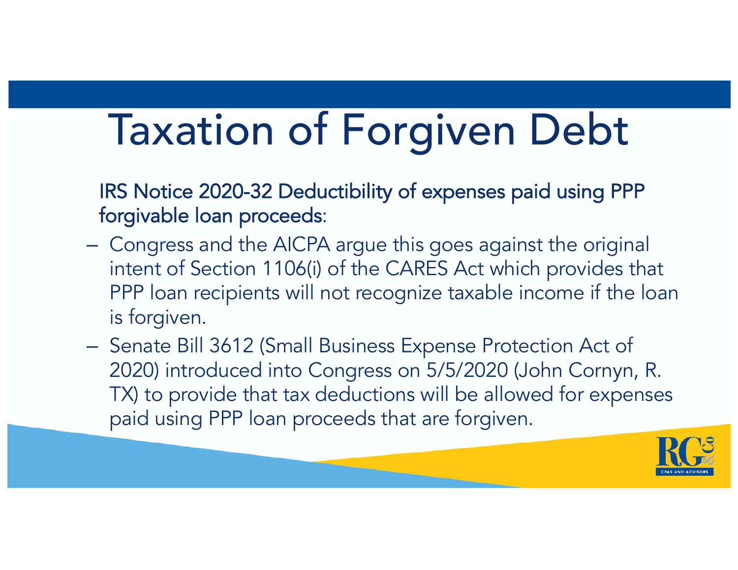# Taxation of Forgiven Debt

IRS Notice 2020-32 Deductibility of expenses paid using PPP forgivable loan proceeds:

- Congress and the AICPA argue this goes against the original intent of Section 1106(i) of the CARES Act which provides that PPP loan recipients will not recognize taxable income if the loan is forgiven.
- Senate Bill 3612 (Small Business Expense Protection Act of 2020) introduced into Congress on 5/5/2020 (John Cornyn, R. TX) to provide that tax deductions will be allowed for expenses paid using PPP loan proceeds that are forgiven.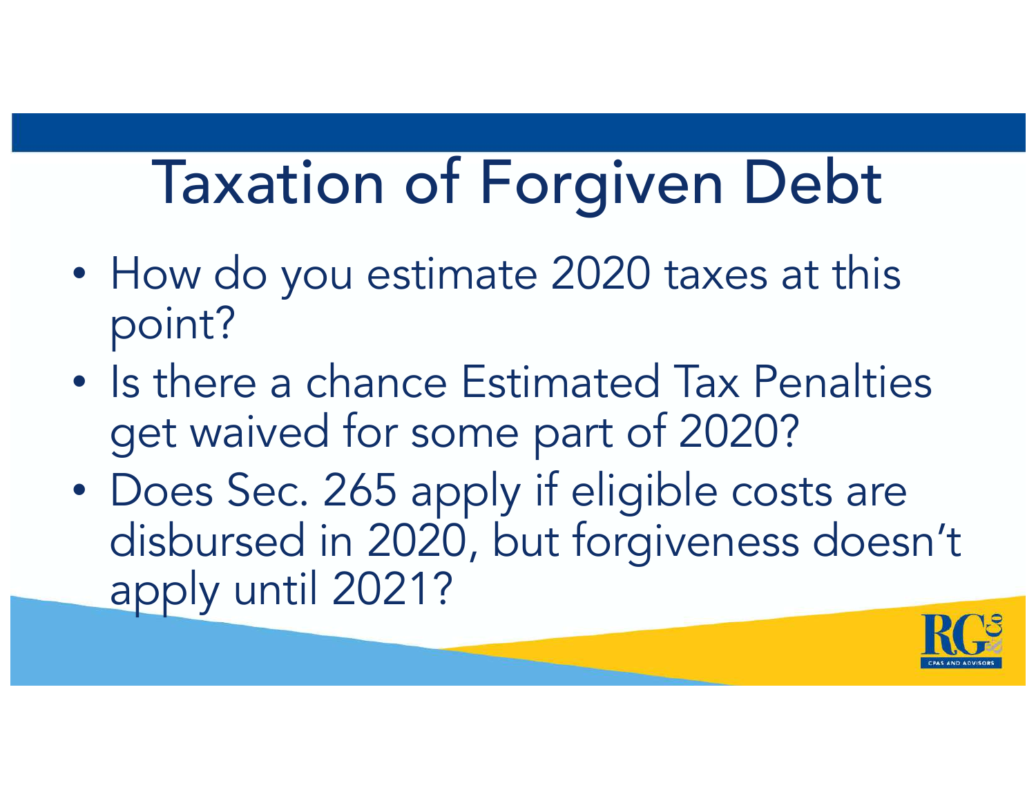# Taxation of Forgiven Debt

- How do you estimate 2020 taxes at this point?
- Is there a chance Estimated Tax Penalties get waived for some part of 2020?
- Does Sec. 265 apply if eligible costs are disbursed in 2020, but forgiveness doesn't apply until 2021?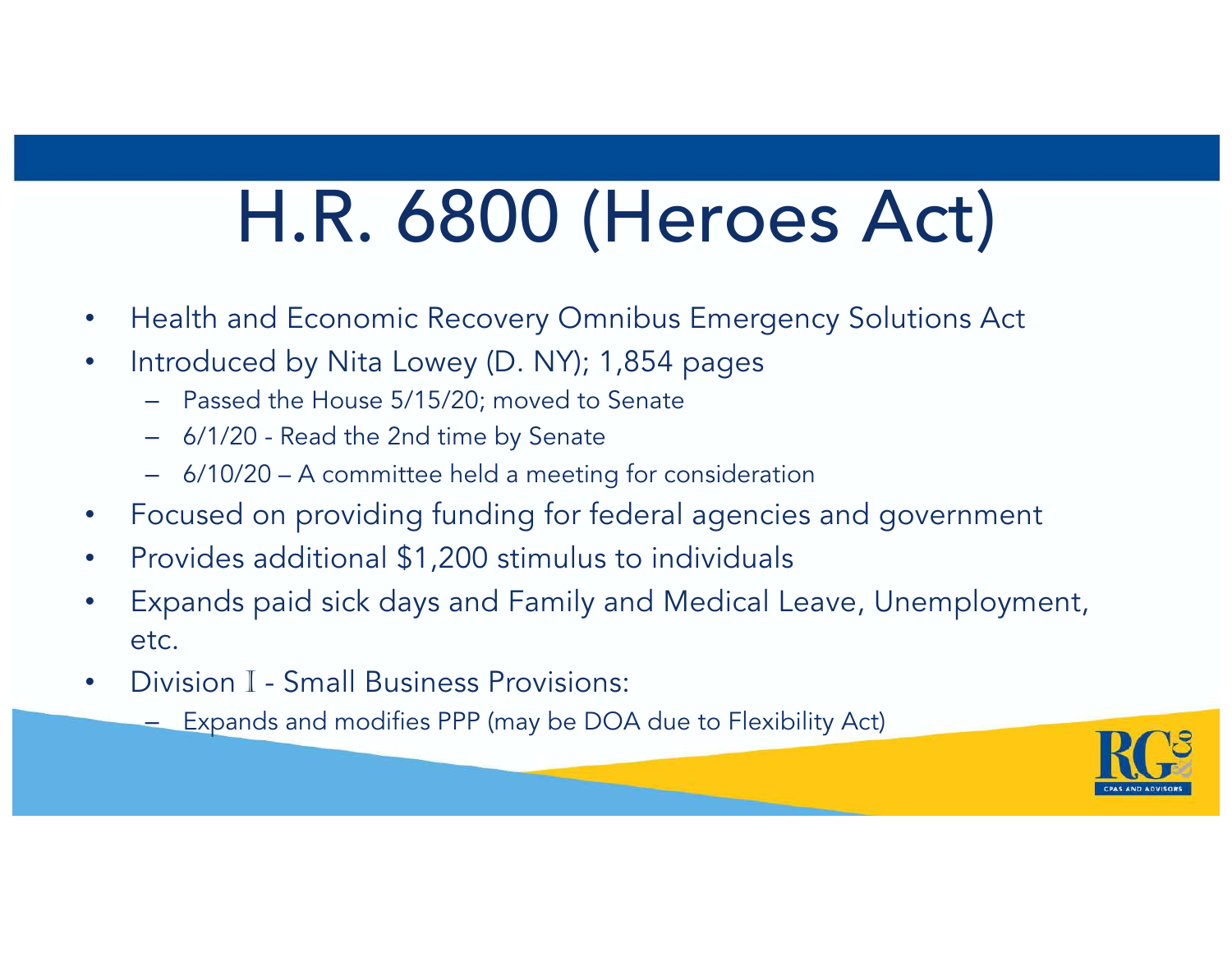# H.R. 6800 (Heroes Act)

- Health and Economic Recovery Omnibus Emergency Solutions Act
- Introduced by Nita Lowey (D. NY); 1,854 pages
  - Passed the House 5/15/20; moved to Senate
  - 6/1/20 - Read the 2nd time by Senate
  - 6/10/20 – A committee held a meeting for consideration
- Focused on providing funding for federal agencies and government
- Provides additional $1,200 stimulus to individuals
- Expands paid sick days and Family and Medical Leave, Unemployment, etc.
- Division I - Small Business Provisions:
  - Expands and modifies PPP (may be DOA due to Flexibility Act)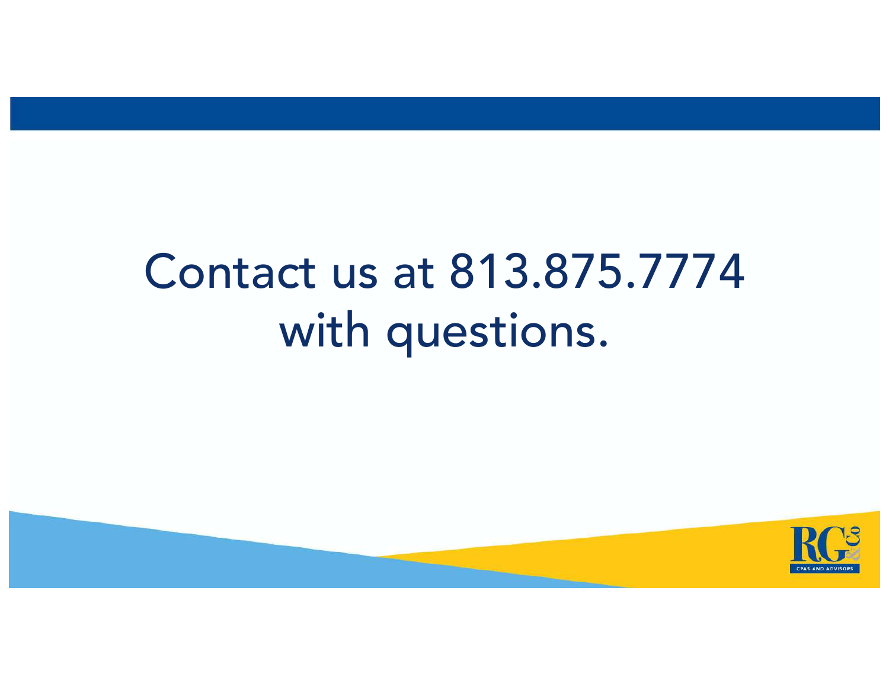Contact us at 813.875.7774 with questions.

RG&Co

CPAS AND ADVISORS